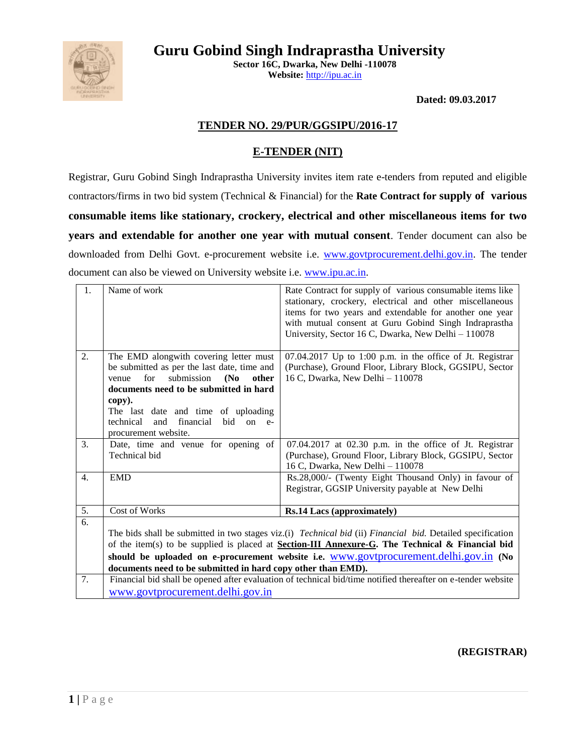# Guru Gobind Singh Indraprastha University

**Sector 16C, Dwarka, New Delhi -110078**
**Website:** http://ipu.ac.in

**Dated: 09.03.2017**

## TENDER NO. 29/PUR/GGSIPU/2016-17

## E-TENDER (NIT)

Registrar, Guru Gobind Singh Indraprastha University invites item rate e-tenders from reputed and eligible contractors/firms in two bid system (Technical & Financial) for the **Rate Contract for supply of various consumable items like stationary, crockery, electrical and other miscellaneous items for two years and extendable for another one year with mutual consent**. Tender document can also be downloaded from Delhi Govt. e-procurement website i.e. www.govtprocurement.delhi.gov.in. The tender document can also be viewed on University website i.e. www.ipu.ac.in.

| | | |
|---|---|---|
| 1. | Name of work | Rate Contract for supply of various consumable items like stationary, crockery, electrical and other miscellaneous items for two years and extendable for another one year with mutual consent at Guru Gobind Singh Indraprastha University, Sector 16 C, Dwarka, New Delhi – 110078 |
| 2. | The EMD alongwith covering letter must be submitted as per the last date, time and venue for submission **(No other documents need to be submitted in hard copy).** The last date and time of uploading technical and financial bid on e-procurement website. | 07.04.2017 Up to 1:00 p.m. in the office of Jt. Registrar (Purchase), Ground Floor, Library Block, GGSIPU, Sector 16 C, Dwarka, New Delhi – 110078 |
| 3. | Date, time and venue for opening of Technical bid | 07.04.2017 at 02.30 p.m. in the office of Jt. Registrar (Purchase), Ground Floor, Library Block, GGSIPU, Sector 16 C, Dwarka, New Delhi – 110078 |
| 4. | EMD | Rs.28,000/- (Twenty Eight Thousand Only) in favour of Registrar, GGSIP University payable at New Delhi |
| 5. | Cost of Works | **Rs.14 Lacs (approximately)** |
| 6. | The bids shall be submitted in two stages viz.(i) *Technical bid* (ii) *Financial bid.* Detailed specification of the item(s) to be supplied is placed at **Section-III Annexure-G. The Technical & Financial bid should be uploaded on e-procurement website i.e.** www.govtprocurement.delhi.gov.in **(No documents need to be submitted in hard copy other than EMD).** | |
| 7. | Financial bid shall be opened after evaluation of technical bid/time notified thereafter on e-tender website www.govtprocurement.delhi.gov.in | |

**(REGISTRAR)**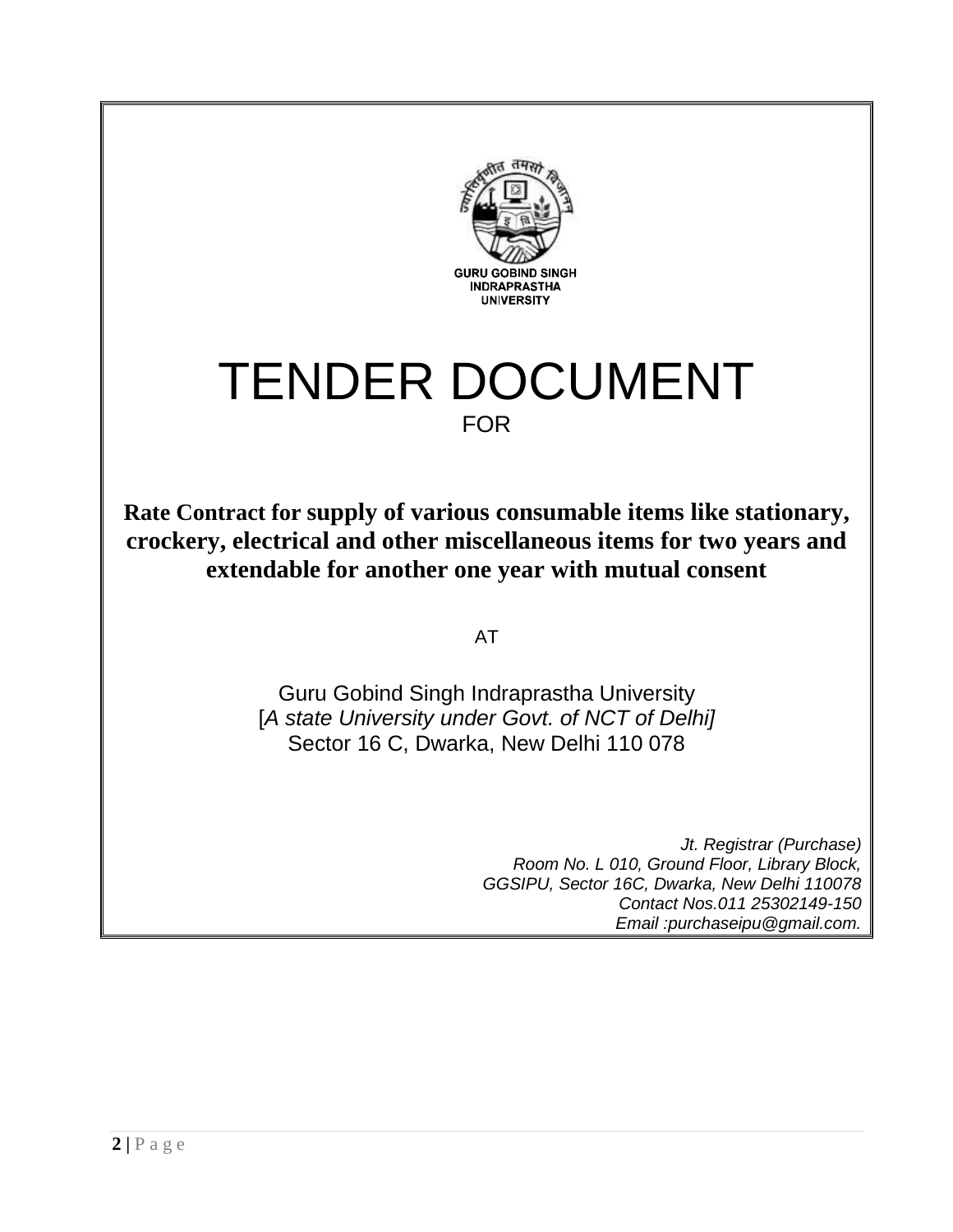GURU GOBIND SINGH
INDRAPRASTHA
UNIVERSITY

# TENDER DOCUMENT

FOR

**Rate Contract for supply of various consumable items like stationary, crockery, electrical and other miscellaneous items for two years and extendable for another one year with mutual consent**

AT

Guru Gobind Singh Indraprastha University
[*A state University under Govt. of NCT of Delhi]*
Sector 16 C, Dwarka, New Delhi 110 078

*Jt. Registrar (Purchase)*
*Room No. L 010, Ground Floor, Library Block,*
*GGSIPU, Sector 16C, Dwarka, New Delhi 110078*
*Contact Nos.011 25302149-150*
*Email :purchaseipu@gmail.com.*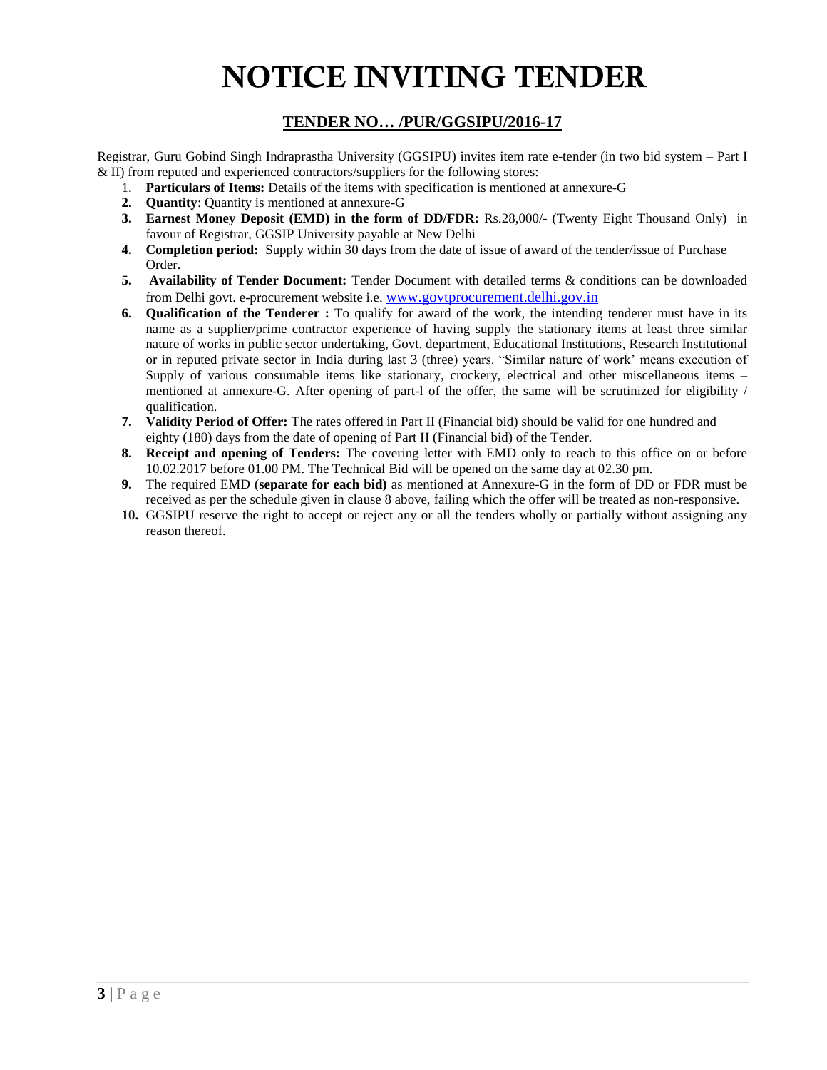# NOTICE INVITING TENDER

## TENDER NO… /PUR/GGSIPU/2016-17

Registrar, Guru Gobind Singh Indraprastha University (GGSIPU) invites item rate e-tender (in two bid system – Part I & II) from reputed and experienced contractors/suppliers for the following stores:

1. **Particulars of Items:** Details of the items with specification is mentioned at annexure-G
2. **Quantity**: Quantity is mentioned at annexure-G
3. **Earnest Money Deposit (EMD) in the form of DD/FDR:** Rs.28,000/- (Twenty Eight Thousand Only) in favour of Registrar, GGSIP University payable at New Delhi
4. **Completion period:** Supply within 30 days from the date of issue of award of the tender/issue of Purchase Order.
5. **Availability of Tender Document:** Tender Document with detailed terms & conditions can be downloaded from Delhi govt. e-procurement website i.e. www.govtprocurement.delhi.gov.in
6. **Qualification of the Tenderer :** To qualify for award of the work, the intending tenderer must have in its name as a supplier/prime contractor experience of having supply the stationary items at least three similar nature of works in public sector undertaking, Govt. department, Educational Institutions, Research Institutional or in reputed private sector in India during last 3 (three) years. "Similar nature of work' means execution of Supply of various consumable items like stationary, crockery, electrical and other miscellaneous items – mentioned at annexure-G. After opening of part-l of the offer, the same will be scrutinized for eligibility / qualification.
7. **Validity Period of Offer:** The rates offered in Part II (Financial bid) should be valid for one hundred and eighty (180) days from the date of opening of Part II (Financial bid) of the Tender.
8. **Receipt and opening of Tenders:** The covering letter with EMD only to reach to this office on or before 10.02.2017 before 01.00 PM. The Technical Bid will be opened on the same day at 02.30 pm.
9. The required EMD (**separate for each bid)** as mentioned at Annexure-G in the form of DD or FDR must be received as per the schedule given in clause 8 above, failing which the offer will be treated as non-responsive.
10. GGSIPU reserve the right to accept or reject any or all the tenders wholly or partially without assigning any reason thereof.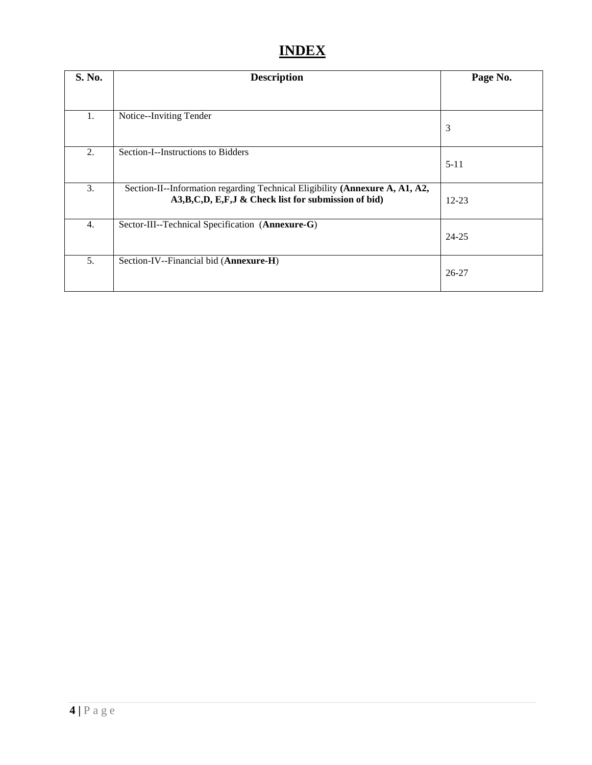# INDEX

| S. No. | Description | Page No. |
|---|---|---|
| 1. | Notice--Inviting Tender | 3 |
| 2. | Section-I--Instructions to Bidders | 5-11 |
| 3. | Section-II--Information regarding Technical Eligibility **(Annexure A, A1, A2, A3,B,C,D, E,F,J & Check list for submission of bid)** | 12-23 |
| 4. | Sector-III--Technical Specification (**Annexure-G**) | 24-25 |
| 5. | Section-IV--Financial bid (**Annexure-H**) | 26-27 |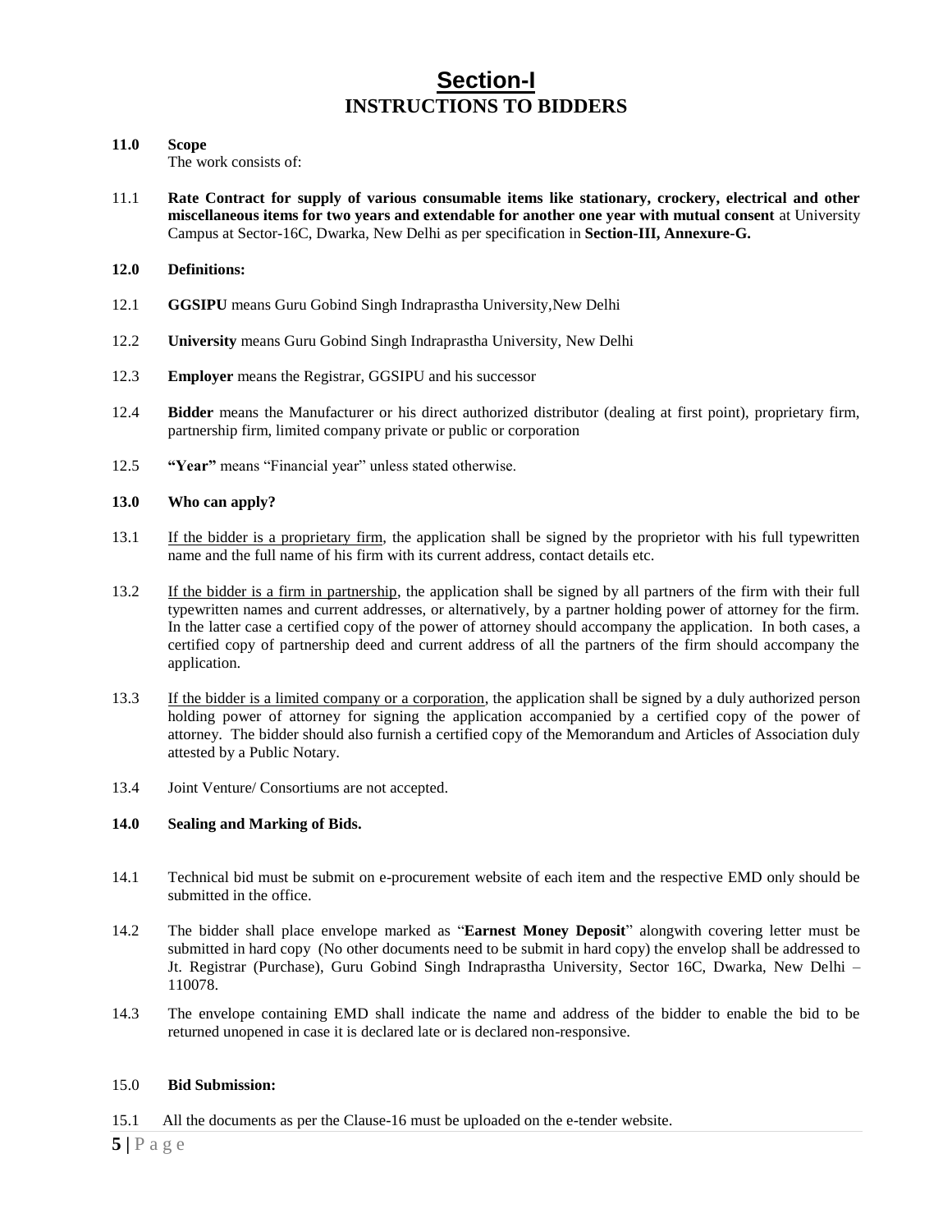# Section-I
## INSTRUCTIONS TO BIDDERS

**11.0 Scope**

The work consists of:

11.1 **Rate Contract for supply of various consumable items like stationary, crockery, electrical and other miscellaneous items for two years and extendable for another one year with mutual consent** at University Campus at Sector-16C, Dwarka, New Delhi as per specification in **Section-III, Annexure-G.**

**12.0 Definitions:**

12.1 **GGSIPU** means Guru Gobind Singh Indraprastha University,New Delhi

12.2 **University** means Guru Gobind Singh Indraprastha University, New Delhi

12.3 **Employer** means the Registrar, GGSIPU and his successor

12.4 **Bidder** means the Manufacturer or his direct authorized distributor (dealing at first point), proprietary firm, partnership firm, limited company private or public or corporation

12.5 **"Year"** means "Financial year" unless stated otherwise.

**13.0 Who can apply?**

13.1 If the bidder is a proprietary firm, the application shall be signed by the proprietor with his full typewritten name and the full name of his firm with its current address, contact details etc.

13.2 If the bidder is a firm in partnership, the application shall be signed by all partners of the firm with their full typewritten names and current addresses, or alternatively, by a partner holding power of attorney for the firm. In the latter case a certified copy of the power of attorney should accompany the application. In both cases, a certified copy of partnership deed and current address of all the partners of the firm should accompany the application.

13.3 If the bidder is a limited company or a corporation, the application shall be signed by a duly authorized person holding power of attorney for signing the application accompanied by a certified copy of the power of attorney. The bidder should also furnish a certified copy of the Memorandum and Articles of Association duly attested by a Public Notary.

13.4 Joint Venture/ Consortiums are not accepted.

**14.0 Sealing and Marking of Bids.**

14.1 Technical bid must be submit on e-procurement website of each item and the respective EMD only should be submitted in the office.

14.2 The bidder shall place envelope marked as "**Earnest Money Deposit**" alongwith covering letter must be submitted in hard copy (No other documents need to be submit in hard copy) the envelop shall be addressed to Jt. Registrar (Purchase), Guru Gobind Singh Indraprastha University, Sector 16C, Dwarka, New Delhi – 110078.

14.3 The envelope containing EMD shall indicate the name and address of the bidder to enable the bid to be returned unopened in case it is declared late or is declared non-responsive.

15.0 **Bid Submission:**

15.1 All the documents as per the Clause-16 must be uploaded on the e-tender website.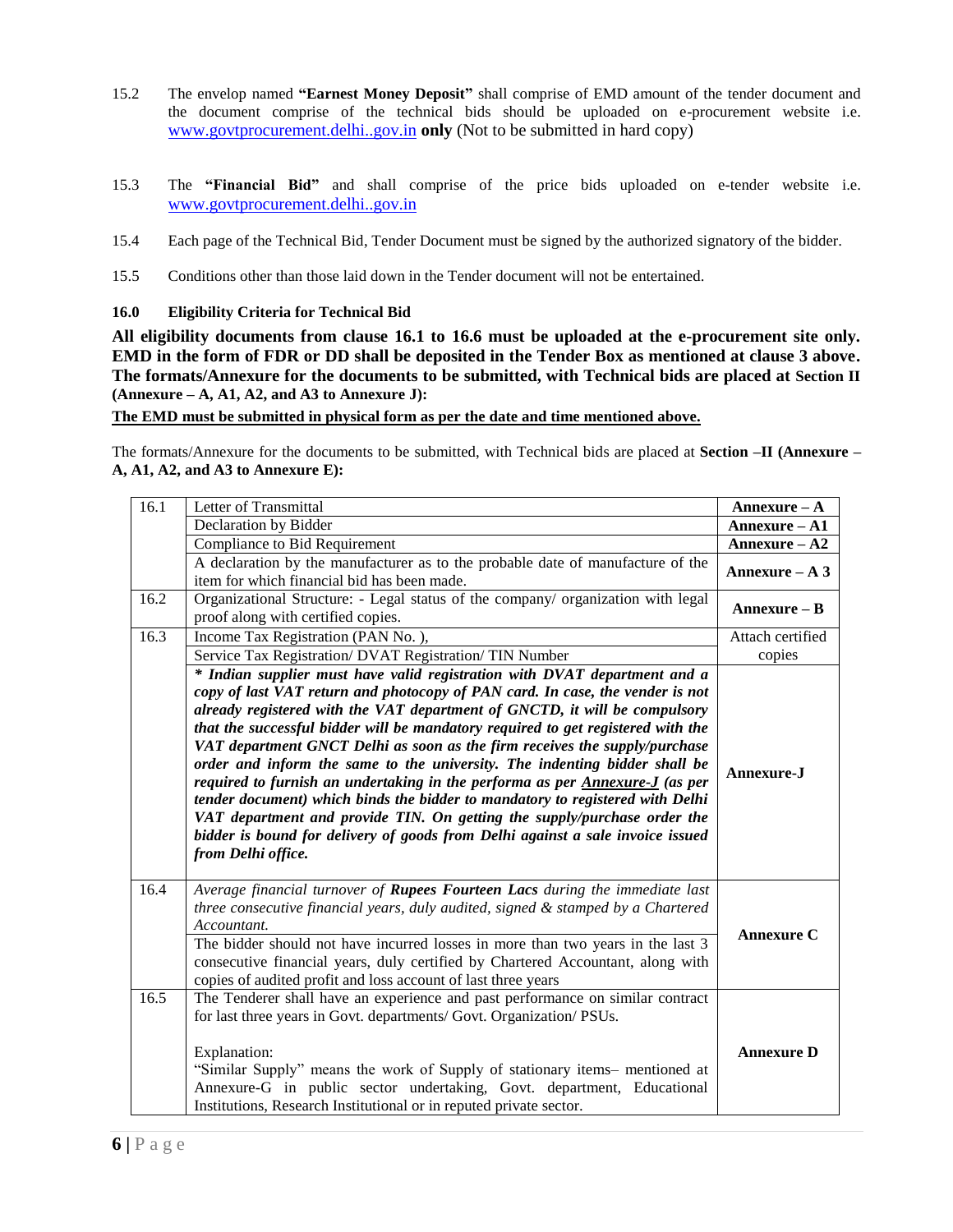15.2 The envelop named **"Earnest Money Deposit"** shall comprise of EMD amount of the tender document and the document comprise of the technical bids should be uploaded on e-procurement website i.e. www.govtprocurement.delhi..gov.in **only** (Not to be submitted in hard copy)

15.3 The **"Financial Bid"** and shall comprise of the price bids uploaded on e-tender website i.e. www.govtprocurement.delhi..gov.in

15.4 Each page of the Technical Bid, Tender Document must be signed by the authorized signatory of the bidder.

15.5 Conditions other than those laid down in the Tender document will not be entertained.

### 16.0 Eligibility Criteria for Technical Bid

**All eligibility documents from clause 16.1 to 16.6 must be uploaded at the e-procurement site only. EMD in the form of FDR or DD shall be deposited in the Tender Box as mentioned at clause 3 above. The formats/Annexure for the documents to be submitted, with Technical bids are placed at Section II (Annexure – A, A1, A2, and A3 to Annexure J):**

**The EMD must be submitted in physical form as per the date and time mentioned above.**

The formats/Annexure for the documents to be submitted, with Technical bids are placed at **Section –II (Annexure – A, A1, A2, and A3 to Annexure E):**

| | | |
|---|---|---|
| 16.1 | Letter of Transmittal | **Annexure – A** |
| | Declaration by Bidder | **Annexure – A1** |
| | Compliance to Bid Requirement | **Annexure – A2** |
| | A declaration by the manufacturer as to the probable date of manufacture of the item for which financial bid has been made. | **Annexure – A 3** |
| 16.2 | Organizational Structure: - Legal status of the company/ organization with legal proof along with certified copies. | **Annexure – B** |
| 16.3 | Income Tax Registration (PAN No. ), | Attach certified copies |
| | Service Tax Registration/ DVAT Registration/ TIN Number | |
| | ***\* Indian supplier must have valid registration with DVAT department and a copy of last VAT return and photocopy of PAN card. In case, the vender is not already registered with the VAT department of GNCTD, it will be compulsory that the successful bidder will be mandatory required to get registered with the VAT department GNCT Delhi as soon as the firm receives the supply/purchase order and inform the same to the university. The indenting bidder shall be required to furnish an undertaking in the performa as per Annexure-J (as per tender document) which binds the bidder to mandatory to registered with Delhi VAT department and provide TIN. On getting the supply/purchase order the bidder is bound for delivery of goods from Delhi against a sale invoice issued from Delhi office.*** | **Annexure-J** |
| 16.4 | *Average financial turnover of **Rupees Fourteen Lacs** during the immediate last three consecutive financial years, duly audited, signed & stamped by a Chartered Accountant.* The bidder should not have incurred losses in more than two years in the last 3 consecutive financial years, duly certified by Chartered Accountant, along with copies of audited profit and loss account of last three years | **Annexure C** |
| 16.5 | The Tenderer shall have an experience and past performance on similar contract for last three years in Govt. departments/ Govt. Organization/ PSUs. Explanation: "Similar Supply" means the work of Supply of stationary items– mentioned at Annexure-G in public sector undertaking, Govt. department, Educational Institutions, Research Institutional or in reputed private sector. | **Annexure D** |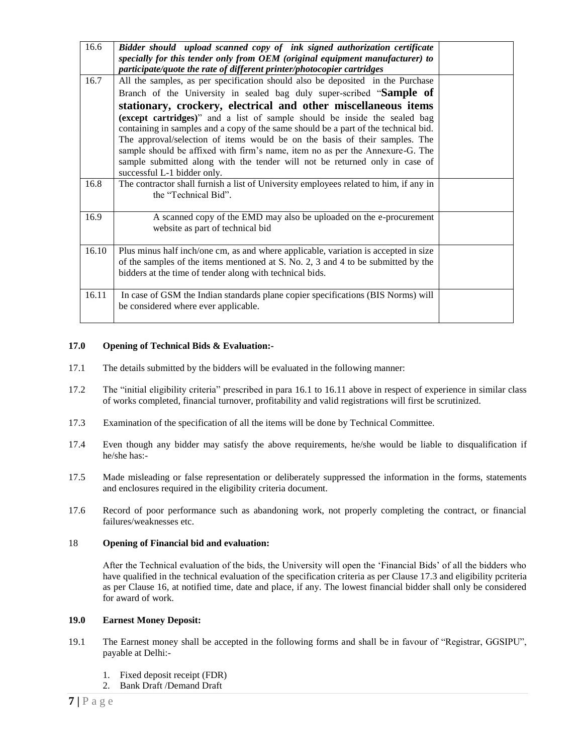| 16.6 | ***Bidder should upload scanned copy of ink signed authorization certificate specially for this tender only from OEM (original equipment manufacturer) to participate/quote the rate of different printer/photocopier cartridges*** | |
|---|---|---|
| 16.7 | All the samples, as per specification should also be deposited in the Purchase Branch of the University in sealed bag duly super-scribed "**Sample of stationary, crockery, electrical and other miscellaneous items (except cartridges)**" and a list of sample should be inside the sealed bag containing in samples and a copy of the same should be a part of the technical bid. The approval/selection of items would be on the basis of their samples. The sample should be affixed with firm's name, item no as per the Annexure-G. The sample submitted along with the tender will not be returned only in case of successful L-1 bidder only. | |
| 16.8 | The contractor shall furnish a list of University employees related to him, if any in the "Technical Bid". | |
| 16.9 | A scanned copy of the EMD may also be uploaded on the e-procurement website as part of technical bid | |
| 16.10 | Plus minus half inch/one cm, as and where applicable, variation is accepted in size of the samples of the items mentioned at S. No. 2, 3 and 4 to be submitted by the bidders at the time of tender along with technical bids. | |
| 16.11 | In case of GSM the Indian standards plane copier specifications (BIS Norms) will be considered where ever applicable. | |

**17.0 Opening of Technical Bids & Evaluation:-**

17.1 The details submitted by the bidders will be evaluated in the following manner:

17.2 The "initial eligibility criteria" prescribed in para 16.1 to 16.11 above in respect of experience in similar class of works completed, financial turnover, profitability and valid registrations will first be scrutinized.

17.3 Examination of the specification of all the items will be done by Technical Committee.

17.4 Even though any bidder may satisfy the above requirements, he/she would be liable to disqualification if he/she has:-

17.5 Made misleading or false representation or deliberately suppressed the information in the forms, statements and enclosures required in the eligibility criteria document.

17.6 Record of poor performance such as abandoning work, not properly completing the contract, or financial failures/weaknesses etc.

18 **Opening of Financial bid and evaluation:**

After the Technical evaluation of the bids, the University will open the 'Financial Bids' of all the bidders who have qualified in the technical evaluation of the specification criteria as per Clause 17.3 and eligibility pcriteria as per Clause 16, at notified time, date and place, if any. The lowest financial bidder shall only be considered for award of work.

**19.0 Earnest Money Deposit:**

19.1 The Earnest money shall be accepted in the following forms and shall be in favour of "Registrar, GGSIPU", payable at Delhi:-

1. Fixed deposit receipt (FDR)
2. Bank Draft /Demand Draft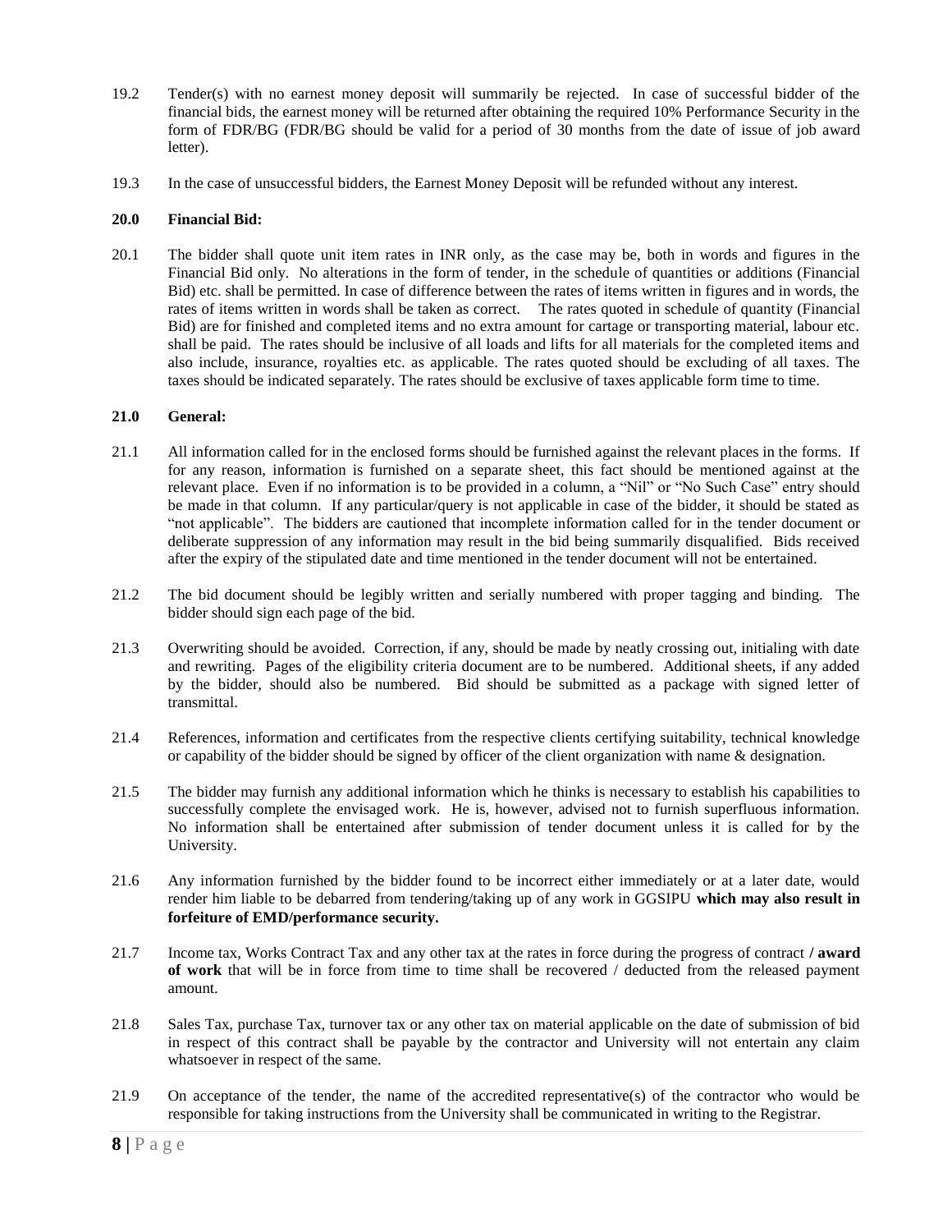19.2 Tender(s) with no earnest money deposit will summarily be rejected. In case of successful bidder of the financial bids, the earnest money will be returned after obtaining the required 10% Performance Security in the form of FDR/BG (FDR/BG should be valid for a period of 30 months from the date of issue of job award letter).

19.3 In the case of unsuccessful bidders, the Earnest Money Deposit will be refunded without any interest.

**20.0 Financial Bid:**

20.1 The bidder shall quote unit item rates in INR only, as the case may be, both in words and figures in the Financial Bid only. No alterations in the form of tender, in the schedule of quantities or additions (Financial Bid) etc. shall be permitted. In case of difference between the rates of items written in figures and in words, the rates of items written in words shall be taken as correct. The rates quoted in schedule of quantity (Financial Bid) are for finished and completed items and no extra amount for cartage or transporting material, labour etc. shall be paid. The rates should be inclusive of all loads and lifts for all materials for the completed items and also include, insurance, royalties etc. as applicable. The rates quoted should be excluding of all taxes. The taxes should be indicated separately. The rates should be exclusive of taxes applicable form time to time.

**21.0 General:**

21.1 All information called for in the enclosed forms should be furnished against the relevant places in the forms. If for any reason, information is furnished on a separate sheet, this fact should be mentioned against at the relevant place. Even if no information is to be provided in a column, a "Nil" or "No Such Case" entry should be made in that column. If any particular/query is not applicable in case of the bidder, it should be stated as "not applicable". The bidders are cautioned that incomplete information called for in the tender document or deliberate suppression of any information may result in the bid being summarily disqualified. Bids received after the expiry of the stipulated date and time mentioned in the tender document will not be entertained.

21.2 The bid document should be legibly written and serially numbered with proper tagging and binding. The bidder should sign each page of the bid.

21.3 Overwriting should be avoided. Correction, if any, should be made by neatly crossing out, initialing with date and rewriting. Pages of the eligibility criteria document are to be numbered. Additional sheets, if any added by the bidder, should also be numbered. Bid should be submitted as a package with signed letter of transmittal.

21.4 References, information and certificates from the respective clients certifying suitability, technical knowledge or capability of the bidder should be signed by officer of the client organization with name & designation.

21.5 The bidder may furnish any additional information which he thinks is necessary to establish his capabilities to successfully complete the envisaged work. He is, however, advised not to furnish superfluous information. No information shall be entertained after submission of tender document unless it is called for by the University.

21.6 Any information furnished by the bidder found to be incorrect either immediately or at a later date, would render him liable to be debarred from tendering/taking up of any work in GGSIPU **which may also result in forfeiture of EMD/performance security.**

21.7 Income tax, Works Contract Tax and any other tax at the rates in force during the progress of contract **/ award of work** that will be in force from time to time shall be recovered / deducted from the released payment amount.

21.8 Sales Tax, purchase Tax, turnover tax or any other tax on material applicable on the date of submission of bid in respect of this contract shall be payable by the contractor and University will not entertain any claim whatsoever in respect of the same.

21.9 On acceptance of the tender, the name of the accredited representative(s) of the contractor who would be responsible for taking instructions from the University shall be communicated in writing to the Registrar.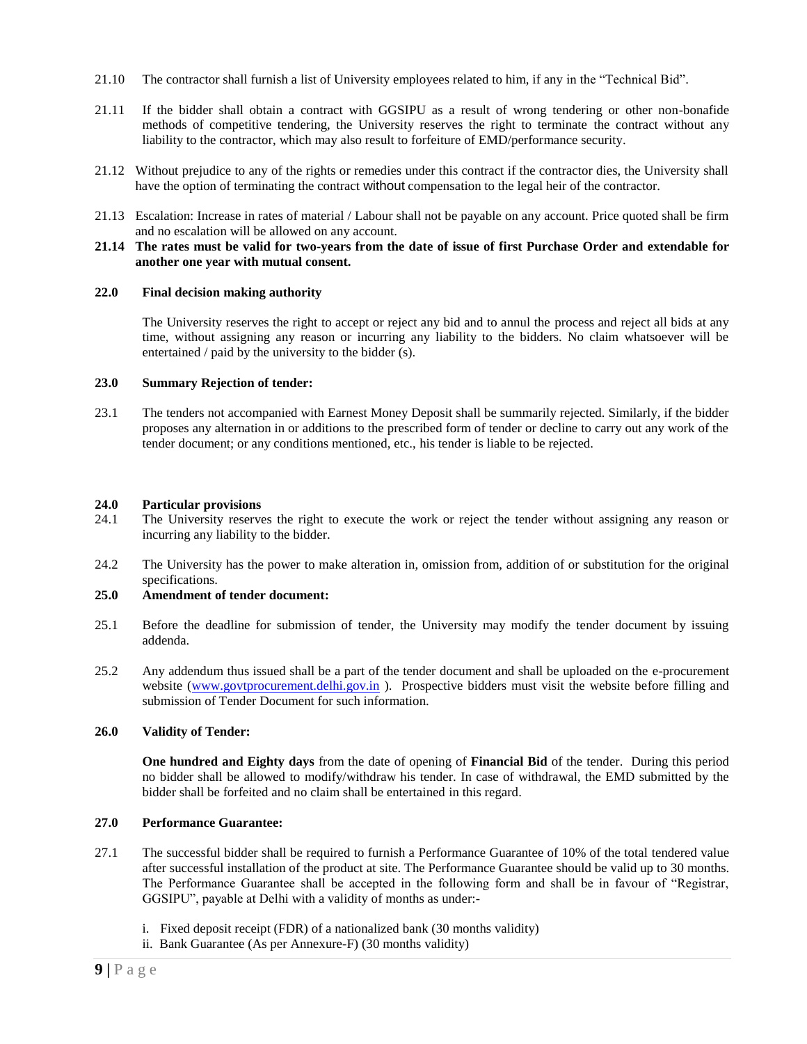21.10 The contractor shall furnish a list of University employees related to him, if any in the "Technical Bid".

21.11 If the bidder shall obtain a contract with GGSIPU as a result of wrong tendering or other non-bonafide methods of competitive tendering, the University reserves the right to terminate the contract without any liability to the contractor, which may also result to forfeiture of EMD/performance security.

21.12 Without prejudice to any of the rights or remedies under this contract if the contractor dies, the University shall have the option of terminating the contract without compensation to the legal heir of the contractor.

21.13 Escalation: Increase in rates of material / Labour shall not be payable on any account. Price quoted shall be firm and no escalation will be allowed on any account.

**21.14 The rates must be valid for two-years from the date of issue of first Purchase Order and extendable for another one year with mutual consent.**

**22.0 Final decision making authority**

The University reserves the right to accept or reject any bid and to annul the process and reject all bids at any time, without assigning any reason or incurring any liability to the bidders. No claim whatsoever will be entertained / paid by the university to the bidder (s).

**23.0 Summary Rejection of tender:**

23.1 The tenders not accompanied with Earnest Money Deposit shall be summarily rejected. Similarly, if the bidder proposes any alternation in or additions to the prescribed form of tender or decline to carry out any work of the tender document; or any conditions mentioned, etc., his tender is liable to be rejected.

**24.0 Particular provisions**

24.1 The University reserves the right to execute the work or reject the tender without assigning any reason or incurring any liability to the bidder.

24.2 The University has the power to make alteration in, omission from, addition of or substitution for the original specifications.

**25.0 Amendment of tender document:**

25.1 Before the deadline for submission of tender, the University may modify the tender document by issuing addenda.

25.2 Any addendum thus issued shall be a part of the tender document and shall be uploaded on the e-procurement website (www.govtprocurement.delhi.gov.in ). Prospective bidders must visit the website before filling and submission of Tender Document for such information.

**26.0 Validity of Tender:**

**One hundred and Eighty days** from the date of opening of **Financial Bid** of the tender. During this period no bidder shall be allowed to modify/withdraw his tender. In case of withdrawal, the EMD submitted by the bidder shall be forfeited and no claim shall be entertained in this regard.

**27.0 Performance Guarantee:**

27.1 The successful bidder shall be required to furnish a Performance Guarantee of 10% of the total tendered value after successful installation of the product at site. The Performance Guarantee should be valid up to 30 months. The Performance Guarantee shall be accepted in the following form and shall be in favour of "Registrar, GGSIPU", payable at Delhi with a validity of months as under:-

i. Fixed deposit receipt (FDR) of a nationalized bank (30 months validity)
ii. Bank Guarantee (As per Annexure-F) (30 months validity)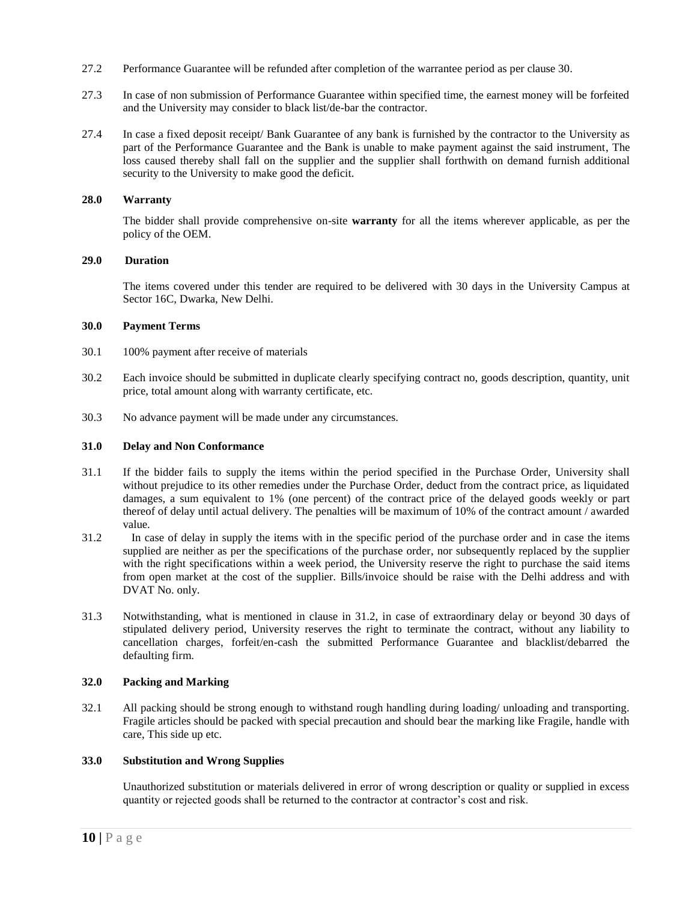27.2 Performance Guarantee will be refunded after completion of the warrantee period as per clause 30.

27.3 In case of non submission of Performance Guarantee within specified time, the earnest money will be forfeited and the University may consider to black list/de-bar the contractor.

27.4 In case a fixed deposit receipt/ Bank Guarantee of any bank is furnished by the contractor to the University as part of the Performance Guarantee and the Bank is unable to make payment against the said instrument, The loss caused thereby shall fall on the supplier and the supplier shall forthwith on demand furnish additional security to the University to make good the deficit.

**28.0 Warranty**

The bidder shall provide comprehensive on-site **warranty** for all the items wherever applicable, as per the policy of the OEM.

**29.0 Duration**

The items covered under this tender are required to be delivered with 30 days in the University Campus at Sector 16C, Dwarka, New Delhi.

**30.0 Payment Terms**

30.1 100% payment after receive of materials

30.2 Each invoice should be submitted in duplicate clearly specifying contract no, goods description, quantity, unit price, total amount along with warranty certificate, etc.

30.3 No advance payment will be made under any circumstances.

**31.0 Delay and Non Conformance**

31.1 If the bidder fails to supply the items within the period specified in the Purchase Order, University shall without prejudice to its other remedies under the Purchase Order, deduct from the contract price, as liquidated damages, a sum equivalent to 1% (one percent) of the contract price of the delayed goods weekly or part thereof of delay until actual delivery. The penalties will be maximum of 10% of the contract amount / awarded value.

31.2 In case of delay in supply the items with in the specific period of the purchase order and in case the items supplied are neither as per the specifications of the purchase order, nor subsequently replaced by the supplier with the right specifications within a week period, the University reserve the right to purchase the said items from open market at the cost of the supplier. Bills/invoice should be raise with the Delhi address and with DVAT No. only.

31.3 Notwithstanding, what is mentioned in clause in 31.2, in case of extraordinary delay or beyond 30 days of stipulated delivery period, University reserves the right to terminate the contract, without any liability to cancellation charges, forfeit/en-cash the submitted Performance Guarantee and blacklist/debarred the defaulting firm.

**32.0 Packing and Marking**

32.1 All packing should be strong enough to withstand rough handling during loading/ unloading and transporting. Fragile articles should be packed with special precaution and should bear the marking like Fragile, handle with care, This side up etc.

**33.0 Substitution and Wrong Supplies**

Unauthorized substitution or materials delivered in error of wrong description or quality or supplied in excess quantity or rejected goods shall be returned to the contractor at contractor's cost and risk.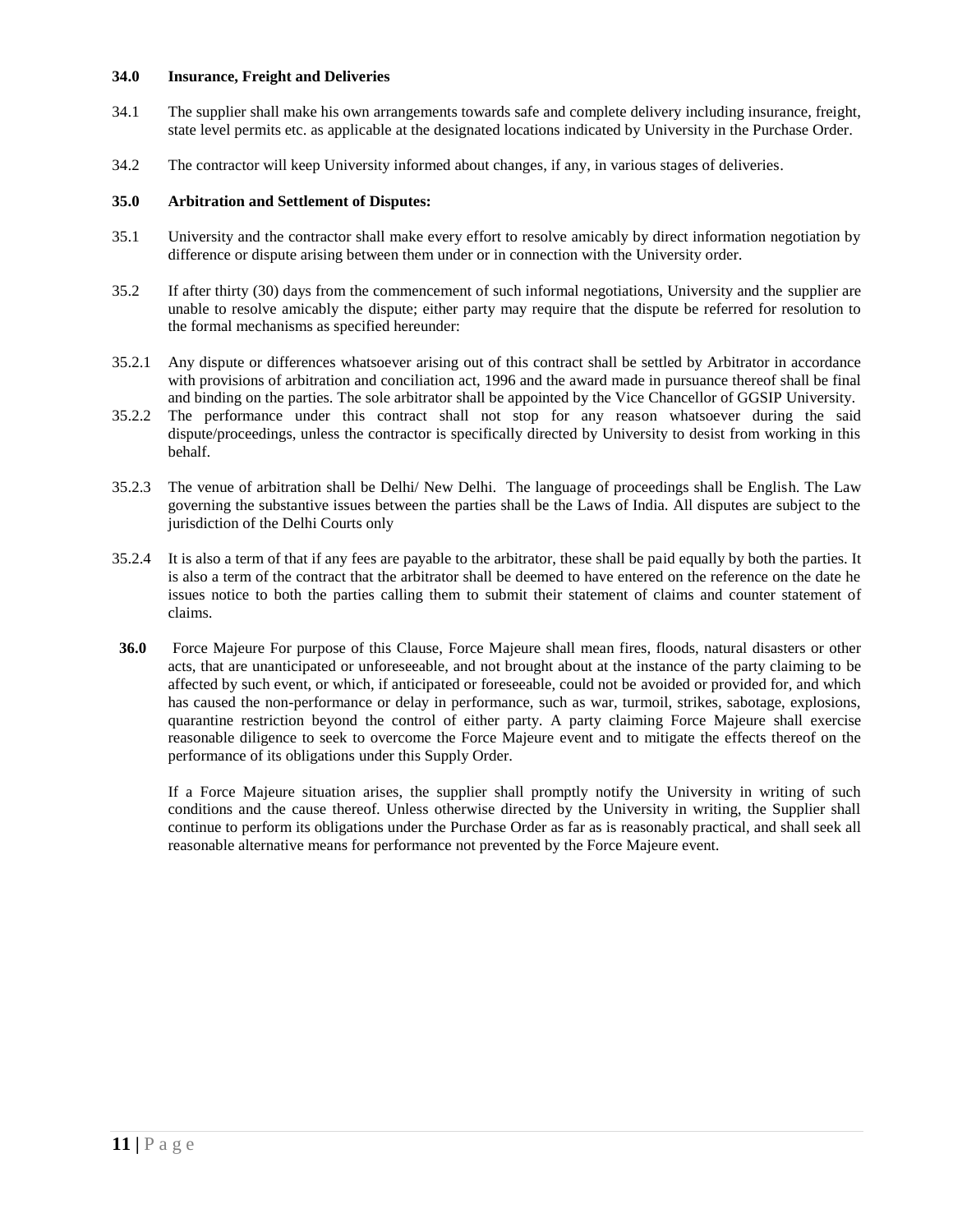**34.0 Insurance, Freight and Deliveries**

34.1 The supplier shall make his own arrangements towards safe and complete delivery including insurance, freight, state level permits etc. as applicable at the designated locations indicated by University in the Purchase Order.

34.2 The contractor will keep University informed about changes, if any, in various stages of deliveries.

**35.0 Arbitration and Settlement of Disputes:**

35.1 University and the contractor shall make every effort to resolve amicably by direct information negotiation by difference or dispute arising between them under or in connection with the University order.

35.2 If after thirty (30) days from the commencement of such informal negotiations, University and the supplier are unable to resolve amicably the dispute; either party may require that the dispute be referred for resolution to the formal mechanisms as specified hereunder:

35.2.1 Any dispute or differences whatsoever arising out of this contract shall be settled by Arbitrator in accordance with provisions of arbitration and conciliation act, 1996 and the award made in pursuance thereof shall be final and binding on the parties. The sole arbitrator shall be appointed by the Vice Chancellor of GGSIP University.

35.2.2 The performance under this contract shall not stop for any reason whatsoever during the said dispute/proceedings, unless the contractor is specifically directed by University to desist from working in this behalf.

35.2.3 The venue of arbitration shall be Delhi/ New Delhi. The language of proceedings shall be English. The Law governing the substantive issues between the parties shall be the Laws of India. All disputes are subject to the jurisdiction of the Delhi Courts only

35.2.4 It is also a term of that if any fees are payable to the arbitrator, these shall be paid equally by both the parties. It is also a term of the contract that the arbitrator shall be deemed to have entered on the reference on the date he issues notice to both the parties calling them to submit their statement of claims and counter statement of claims.

**36.0** Force Majeure For purpose of this Clause, Force Majeure shall mean fires, floods, natural disasters or other acts, that are unanticipated or unforeseeable, and not brought about at the instance of the party claiming to be affected by such event, or which, if anticipated or foreseeable, could not be avoided or provided for, and which has caused the non-performance or delay in performance, such as war, turmoil, strikes, sabotage, explosions, quarantine restriction beyond the control of either party. A party claiming Force Majeure shall exercise reasonable diligence to seek to overcome the Force Majeure event and to mitigate the effects thereof on the performance of its obligations under this Supply Order.

If a Force Majeure situation arises, the supplier shall promptly notify the University in writing of such conditions and the cause thereof. Unless otherwise directed by the University in writing, the Supplier shall continue to perform its obligations under the Purchase Order as far as is reasonably practical, and shall seek all reasonable alternative means for performance not prevented by the Force Majeure event.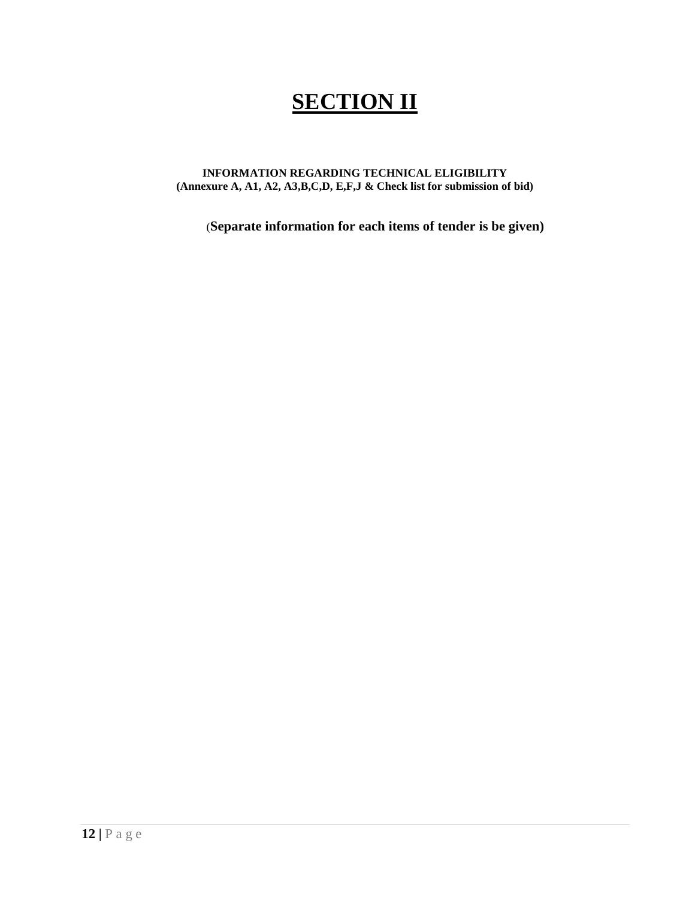# SECTION II

**INFORMATION REGARDING TECHNICAL ELIGIBILITY**
**(Annexure A, A1, A2, A3,B,C,D, E,F,J & Check list for submission of bid)**

(**Separate information for each items of tender is be given)**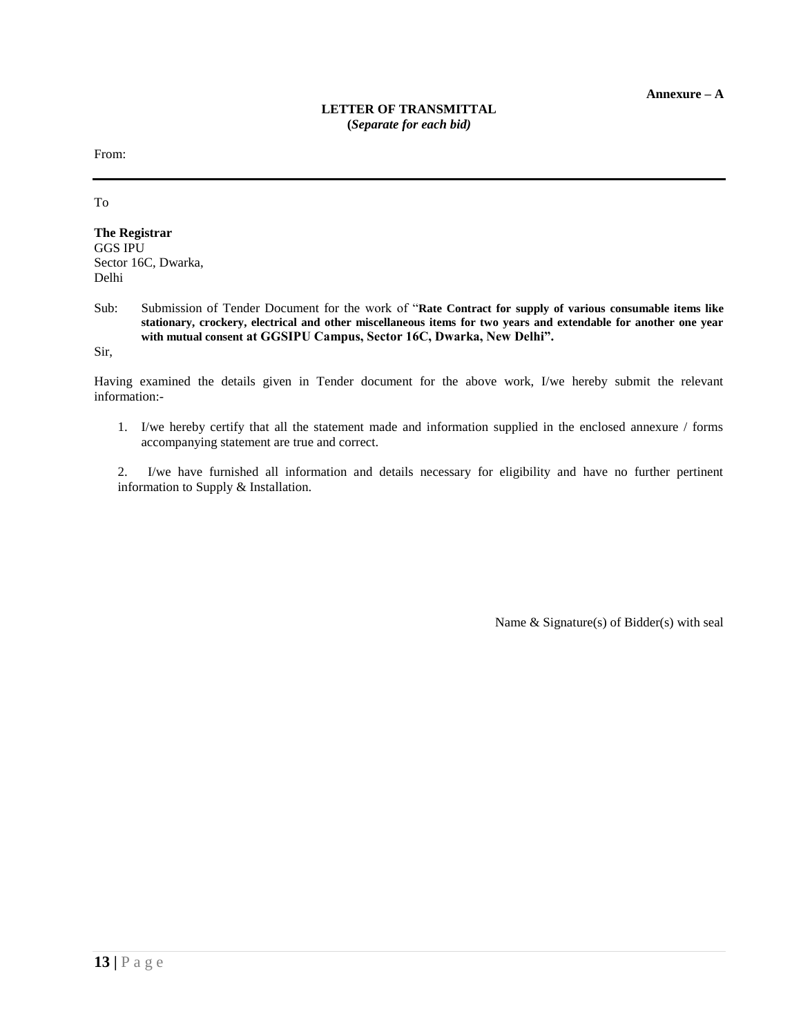**Annexure – A**

**LETTER OF TRANSMITTAL**
**(*Separate for each bid)***

From:

---

To

**The Registrar**
GGS IPU
Sector 16C, Dwarka,
Delhi

Sub: Submission of Tender Document for the work of "**Rate Contract for supply of various consumable items like stationary, crockery, electrical and other miscellaneous items for two years and extendable for another one year with mutual consent at GGSIPU Campus, Sector 16C, Dwarka, New Delhi".**

Sir,

Having examined the details given in Tender document for the above work, I/we hereby submit the relevant information:-

1. I/we hereby certify that all the statement made and information supplied in the enclosed annexure / forms accompanying statement are true and correct.

2. I/we have furnished all information and details necessary for eligibility and have no further pertinent information to Supply & Installation.

Name & Signature(s) of Bidder(s) with seal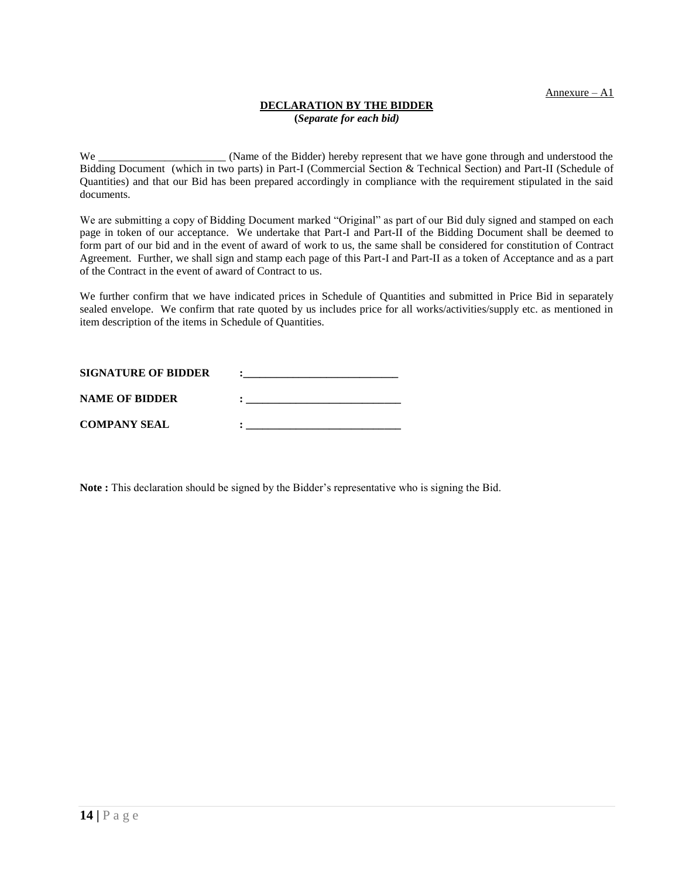Annexure – A1

## DECLARATION BY THE BIDDER

**(*Separate for each bid)***

We _______________________ (Name of the Bidder) hereby represent that we have gone through and understood the Bidding Document (which in two parts) in Part-I (Commercial Section & Technical Section) and Part-II (Schedule of Quantities) and that our Bid has been prepared accordingly in compliance with the requirement stipulated in the said documents.

We are submitting a copy of Bidding Document marked "Original" as part of our Bid duly signed and stamped on each page in token of our acceptance. We undertake that Part-I and Part-II of the Bidding Document shall be deemed to form part of our bid and in the event of award of work to us, the same shall be considered for constitution of Contract Agreement. Further, we shall sign and stamp each page of this Part-I and Part-II as a token of Acceptance and as a part of the Contract in the event of award of Contract to us.

We further confirm that we have indicated prices in Schedule of Quantities and submitted in Price Bid in separately sealed envelope. We confirm that rate quoted by us includes price for all works/activities/supply etc. as mentioned in item description of the items in Schedule of Quantities.

**SIGNATURE OF BIDDER** : ____________________________

**NAME OF BIDDER** : ____________________________

**COMPANY SEAL** : ____________________________

**Note :** This declaration should be signed by the Bidder's representative who is signing the Bid.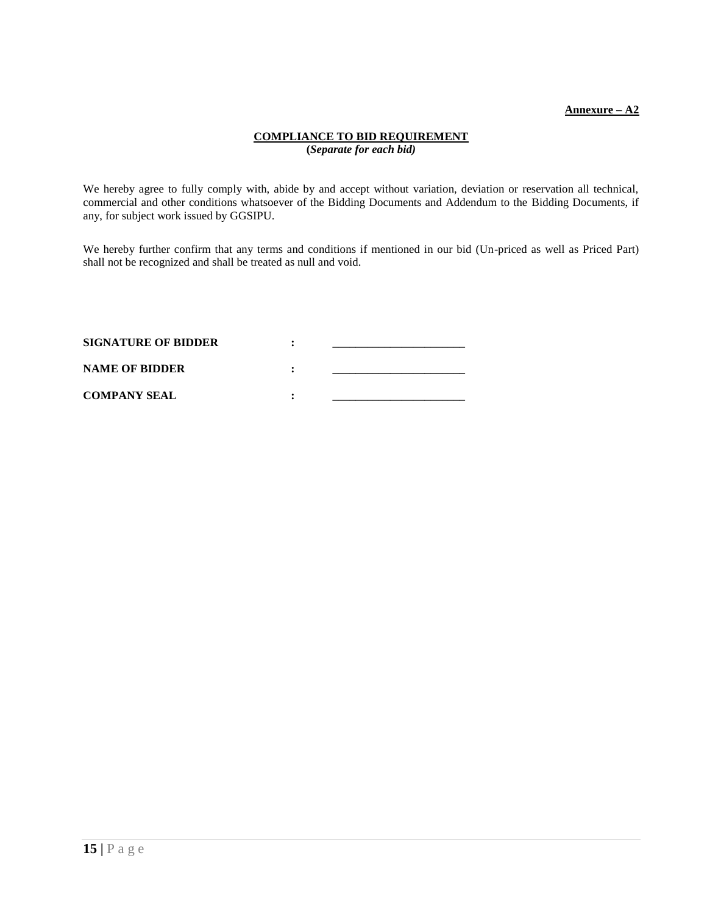**Annexure – A2**

## COMPLIANCE TO BID REQUIREMENT

**(*Separate for each bid*)**

We hereby agree to fully comply with, abide by and accept without variation, deviation or reservation all technical, commercial and other conditions whatsoever of the Bidding Documents and Addendum to the Bidding Documents, if any, for subject work issued by GGSIPU.

We hereby further confirm that any terms and conditions if mentioned in our bid (Un-priced as well as Priced Part) shall not be recognized and shall be treated as null and void.

**SIGNATURE OF BIDDER** : ______________________

**NAME OF BIDDER** : ______________________

**COMPANY SEAL** : ______________________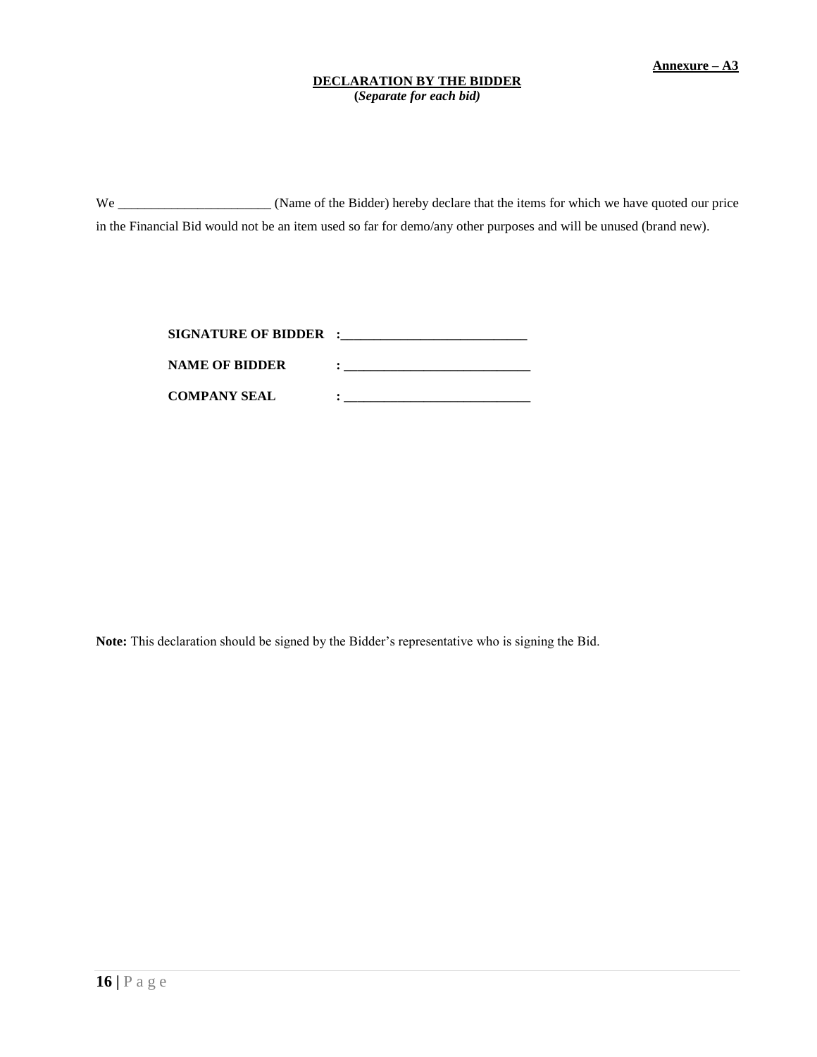**Annexure – A3**

**DECLARATION BY THE BIDDER**
**(*Separate for each bid)***

We _______________________ (Name of the Bidder) hereby declare that the items for which we have quoted our price in the Financial Bid would not be an item used so far for demo/any other purposes and will be unused (brand new).

**SIGNATURE OF BIDDER :____________________________**

**NAME OF BIDDER : ____________________________**

**COMPANY SEAL : ____________________________**

**Note:** This declaration should be signed by the Bidder's representative who is signing the Bid.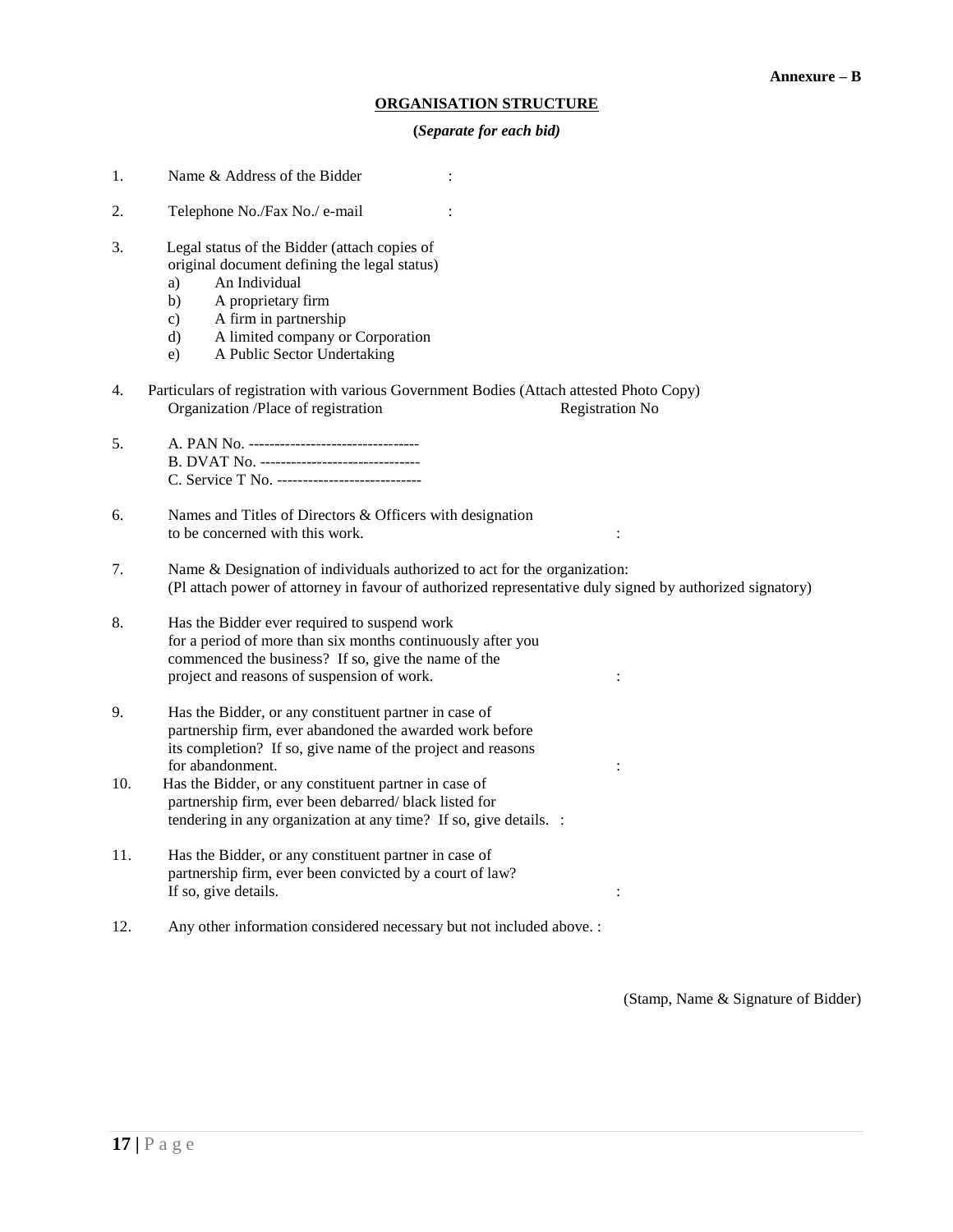**Annexure – B**

**ORGANISATION STRUCTURE**

**(*Separate for each bid)***

1. Name & Address of the Bidder :

2. Telephone No./Fax No./ e-mail :

3. Legal status of the Bidder (attach copies of original document defining the legal status)
   a) An Individual
   b) A proprietary firm
   c) A firm in partnership
   d) A limited company or Corporation
   e) A Public Sector Undertaking

4. Particulars of registration with various Government Bodies (Attach attested Photo Copy)
   Organization /Place of registration Registration No

5. A. PAN No. ---------------------------------
   B. DVAT No. -------------------------------
   C. Service T No. ----------------------------

6. Names and Titles of Directors & Officers with designation to be concerned with this work. :

7. Name & Designation of individuals authorized to act for the organization:
   (Pl attach power of attorney in favour of authorized representative duly signed by authorized signatory)

8. Has the Bidder ever required to suspend work for a period of more than six months continuously after you commenced the business? If so, give the name of the project and reasons of suspension of work. :

9. Has the Bidder, or any constituent partner in case of partnership firm, ever abandoned the awarded work before its completion? If so, give name of the project and reasons for abandonment. :

10. Has the Bidder, or any constituent partner in case of partnership firm, ever been debarred/ black listed for tendering in any organization at any time? If so, give details. :

11. Has the Bidder, or any constituent partner in case of partnership firm, ever been convicted by a court of law? If so, give details. :

12. Any other information considered necessary but not included above. :

(Stamp, Name & Signature of Bidder)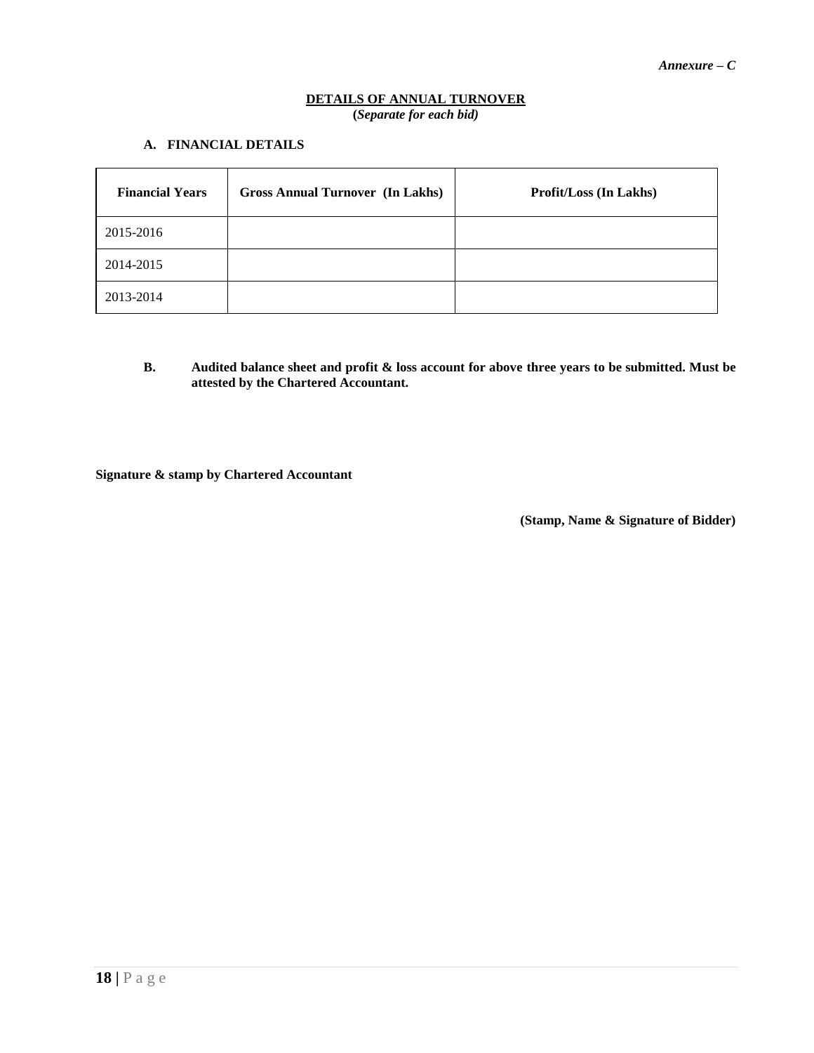*Annexure – C*

**DETAILS OF ANNUAL TURNOVER**
**(*Separate for each bid)***

**A. FINANCIAL DETAILS**

| Financial Years | Gross Annual Turnover (In Lakhs) | Profit/Loss (In Lakhs) |
|---|---|---|
| 2015-2016 | | |
| 2014-2015 | | |
| 2013-2014 | | |

**B. Audited balance sheet and profit & loss account for above three years to be submitted. Must be attested by the Chartered Accountant.**

**Signature & stamp by Chartered Accountant**

**(Stamp, Name & Signature of Bidder)**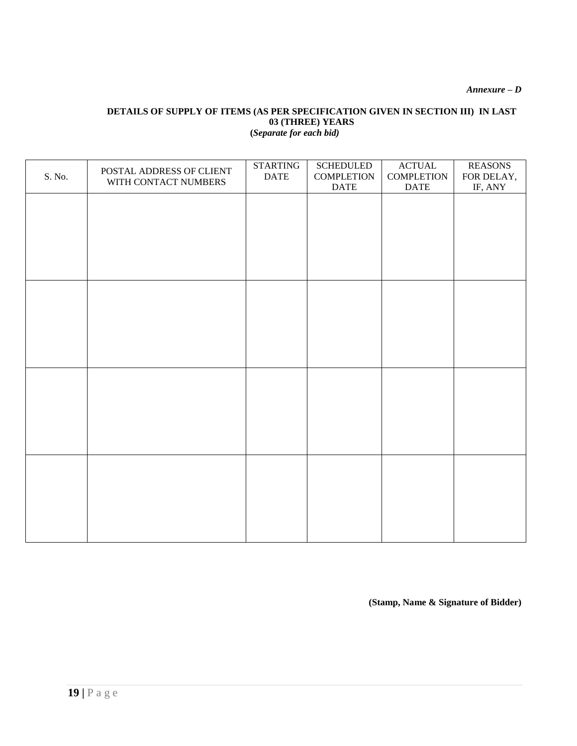*Annexure – D*

**DETAILS OF SUPPLY OF ITEMS (AS PER SPECIFICATION GIVEN IN SECTION III) IN LAST 03 (THREE) YEARS**
**(*Separate for each bid)***

| S. No. | POSTAL ADDRESS OF CLIENT WITH CONTACT NUMBERS | STARTING DATE | SCHEDULED COMPLETION DATE | ACTUAL COMPLETION DATE | REASONS FOR DELAY, IF, ANY |
|---|---|---|---|---|---|
| | | | | | |
| | | | | | |
| | | | | | |
| | | | | | |

**(Stamp, Name & Signature of Bidder)**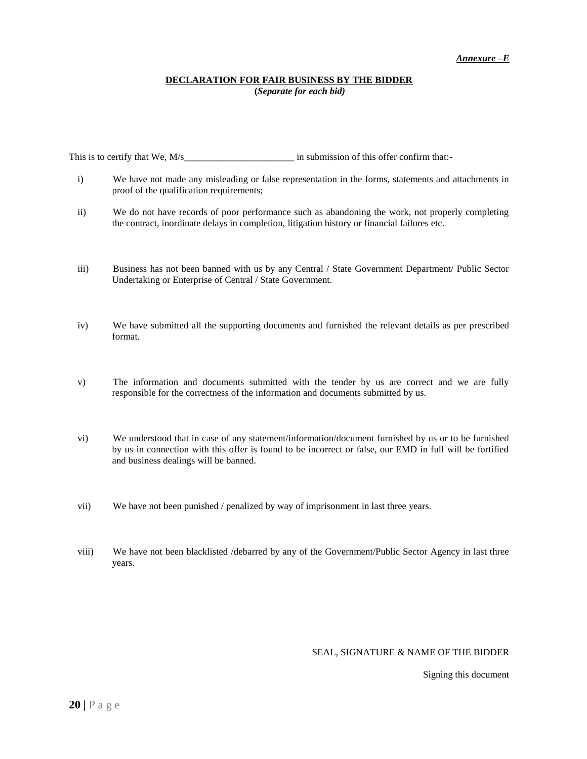***Annexure –E***

**DECLARATION FOR FAIR BUSINESS BY THE BIDDER**
**(*Separate for each bid)***

This is to certify that We, M/s_______________________ in submission of this offer confirm that:-

i) We have not made any misleading or false representation in the forms, statements and attachments in proof of the qualification requirements;

ii) We do not have records of poor performance such as abandoning the work, not properly completing the contract, inordinate delays in completion, litigation history or financial failures etc.

iii) Business has not been banned with us by any Central / State Government Department/ Public Sector Undertaking or Enterprise of Central / State Government.

iv) We have submitted all the supporting documents and furnished the relevant details as per prescribed format.

v) The information and documents submitted with the tender by us are correct and we are fully responsible for the correctness of the information and documents submitted by us.

vi) We understood that in case of any statement/information/document furnished by us or to be furnished by us in connection with this offer is found to be incorrect or false, our EMD in full will be fortified and business dealings will be banned.

vii) We have not been punished / penalized by way of imprisonment in last three years.

viii) We have not been blacklisted /debarred by any of the Government/Public Sector Agency in last three years.

SEAL, SIGNATURE & NAME OF THE BIDDER

Signing this document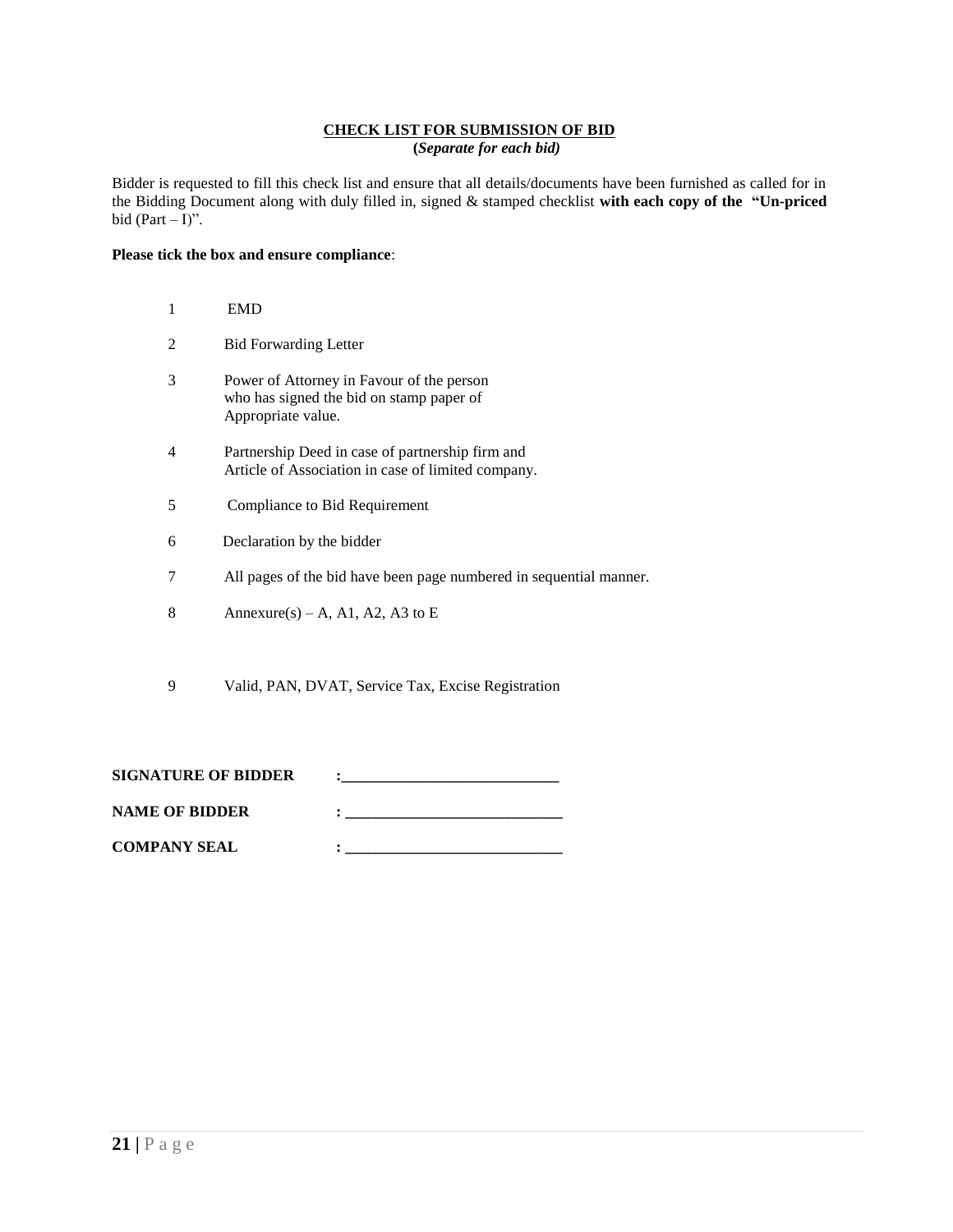**<u>CHECK LIST FOR SUBMISSION OF BID</u>**
**(*Separate for each bid)***

Bidder is requested to fill this check list and ensure that all details/documents have been furnished as called for in the Bidding Document along with duly filled in, signed & stamped checklist **with each copy of the "Un-priced** bid (Part – I)".

**Please tick the box and ensure compliance**:

1. EMD
2. Bid Forwarding Letter
3. Power of Attorney in Favour of the person who has signed the bid on stamp paper of Appropriate value.
4. Partnership Deed in case of partnership firm and Article of Association in case of limited company.
5. Compliance to Bid Requirement
6. Declaration by the bidder
7. All pages of the bid have been page numbered in sequential manner.
8. Annexure(s) – A, A1, A2, A3 to E
9. Valid, PAN, DVAT, Service Tax, Excise Registration

**SIGNATURE OF BIDDER :____________________________**

**NAME OF BIDDER : ____________________________**

**COMPANY SEAL : ____________________________**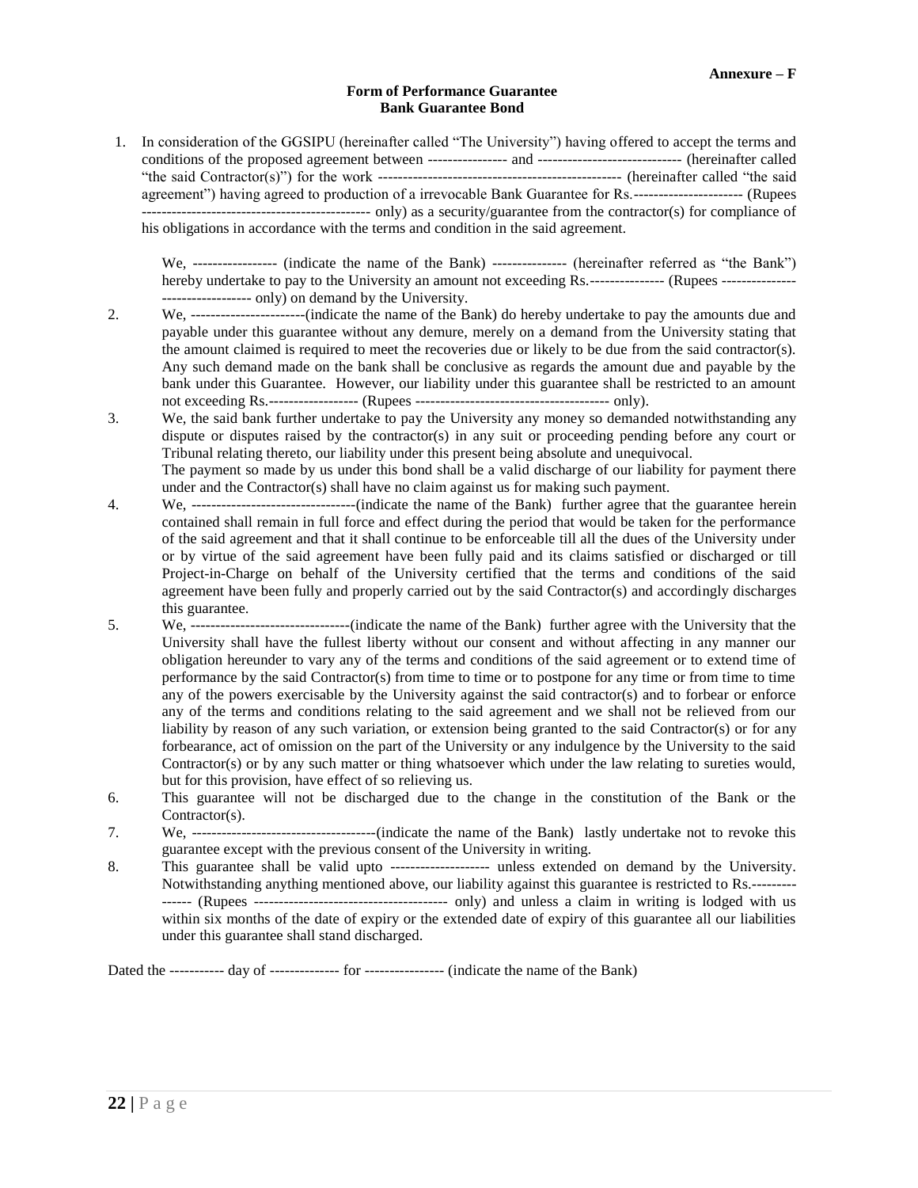**Annexure – F**

**Form of Performance Guarantee**
**Bank Guarantee Bond**

1. In consideration of the GGSIPU (hereinafter called "The University") having offered to accept the terms and conditions of the proposed agreement between ---------------- and ----------------------------- (hereinafter called "the said Contractor(s)") for the work ------------------------------------------------ (hereinafter called "the said agreement") having agreed to production of a irrevocable Bank Guarantee for Rs.---------------------- (Rupees --------------------------------------------- only) as a security/guarantee from the contractor(s) for compliance of his obligations in accordance with the terms and condition in the said agreement.

   We, ----------------- (indicate the name of the Bank) --------------- (hereinafter referred as "the Bank") hereby undertake to pay to the University an amount not exceeding Rs.--------------- (Rupees --------------------------------- only) on demand by the University.

2. We, -----------------------(indicate the name of the Bank) do hereby undertake to pay the amounts due and payable under this guarantee without any demure, merely on a demand from the University stating that the amount claimed is required to meet the recoveries due or likely to be due from the said contractor(s). Any such demand made on the bank shall be conclusive as regards the amount due and payable by the bank under this Guarantee. However, our liability under this guarantee shall be restricted to an amount not exceeding Rs.------------------ (Rupees -------------------------------------- only).

3. We, the said bank further undertake to pay the University any money so demanded notwithstanding any dispute or disputes raised by the contractor(s) in any suit or proceeding pending before any court or Tribunal relating thereto, our liability under this present being absolute and unequivocal.
   The payment so made by us under this bond shall be a valid discharge of our liability for payment there under and the Contractor(s) shall have no claim against us for making such payment.

4. We, ---------------------------------(indicate the name of the Bank) further agree that the guarantee herein contained shall remain in full force and effect during the period that would be taken for the performance of the said agreement and that it shall continue to be enforceable till all the dues of the University under or by virtue of the said agreement have been fully paid and its claims satisfied or discharged or till Project-in-Charge on behalf of the University certified that the terms and conditions of the said agreement have been fully and properly carried out by the said Contractor(s) and accordingly discharges this guarantee.

5. We, --------------------------------(indicate the name of the Bank) further agree with the University that the University shall have the fullest liberty without our consent and without affecting in any manner our obligation hereunder to vary any of the terms and conditions of the said agreement or to extend time of performance by the said Contractor(s) from time to time or to postpone for any time or from time to time any of the powers exercisable by the University against the said contractor(s) and to forbear or enforce any of the terms and conditions relating to the said agreement and we shall not be relieved from our liability by reason of any such variation, or extension being granted to the said Contractor(s) or for any forbearance, act of omission on the part of the University or any indulgence by the University to the said Contractor(s) or by any such matter or thing whatsoever which under the law relating to sureties would, but for this provision, have effect of so relieving us.

6. This guarantee will not be discharged due to the change in the constitution of the Bank or the Contractor(s).

7. We, -------------------------------------(indicate the name of the Bank) lastly undertake not to revoke this guarantee except with the previous consent of the University in writing.

8. This guarantee shall be valid upto -------------------- unless extended on demand by the University. Notwithstanding anything mentioned above, our liability against this guarantee is restricted to Rs.--------------- (Rupees -------------------------------------- only) and unless a claim in writing is lodged with us within six months of the date of expiry or the extended date of expiry of this guarantee all our liabilities under this guarantee shall stand discharged.

Dated the ----------- day of -------------- for ---------------- (indicate the name of the Bank)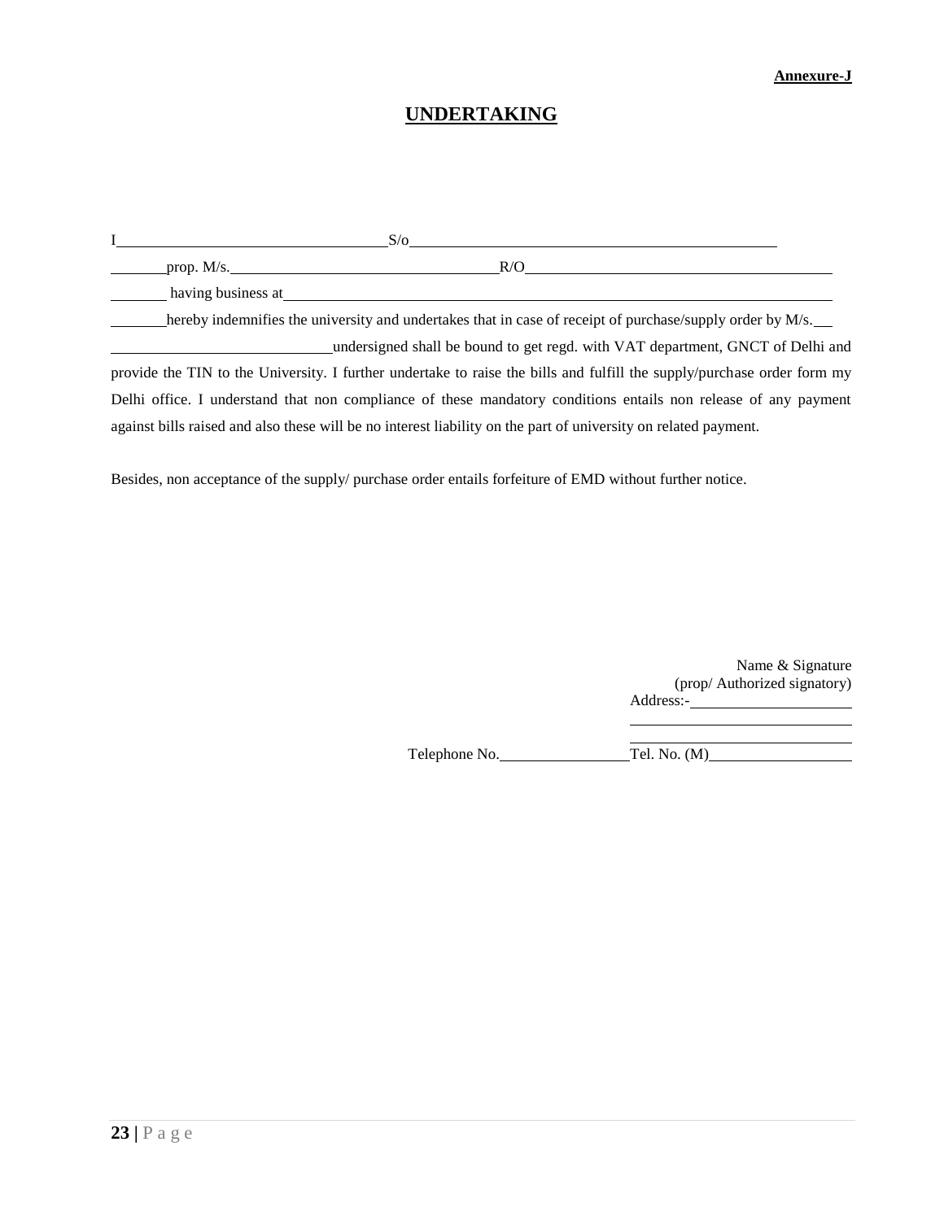**Annexure-J**

# UNDERTAKING

I____________________________________S/o________________________________________________

________prop. M/s.____________________________________R/O________________________________________

________ having business at______________________________________________________________________

________hereby indemnifies the university and undertakes that in case of receipt of purchase/supply order by M/s.___ ______________________________undersigned shall be bound to get regd. with VAT department, GNCT of Delhi and provide the TIN to the University. I further undertake to raise the bills and fulfill the supply/purchase order form my Delhi office. I understand that non compliance of these mandatory conditions entails non release of any payment against bills raised and also these will be no interest liability on the part of university on related payment.

Besides, non acceptance of the supply/ purchase order entails forfeiture of EMD without further notice.

Name & Signature
(prop/ Authorized signatory)
Address:-______________________
______________________________
______________________________

Telephone No.__________________Tel. No. (M)____________________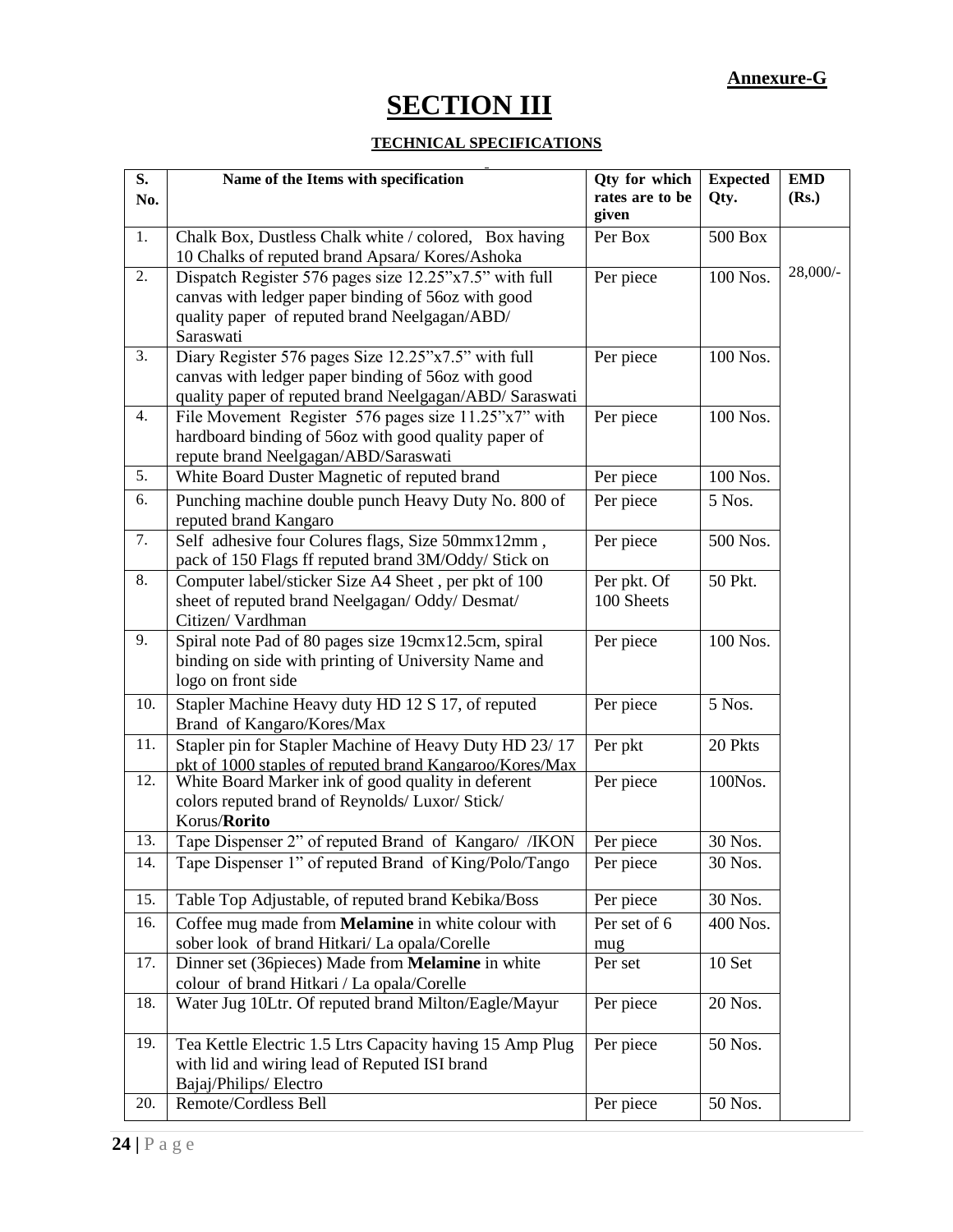**Annexure-G**

# SECTION III

## TECHNICAL SPECIFICATIONS

| S. No. | Name of the Items with specification | Qty for which rates are to be given | Expected Qty. | EMD (Rs.) |
|---|---|---|---|---|
| 1. | Chalk Box, Dustless Chalk white / colored, Box having 10 Chalks of reputed brand Apsara/ Kores/Ashoka | Per Box | 500 Box | 28,000/- |
| 2. | Dispatch Register 576 pages size 12.25"x7.5" with full canvas with ledger paper binding of 56oz with good quality paper of reputed brand Neelgagan/ABD/ Saraswati | Per piece | 100 Nos. | |
| 3. | Diary Register 576 pages Size 12.25"x7.5" with full canvas with ledger paper binding of 56oz with good quality paper of reputed brand Neelgagan/ABD/ Saraswati | Per piece | 100 Nos. | |
| 4. | File Movement Register 576 pages size 11.25"x7" with hardboard binding of 56oz with good quality paper of repute brand Neelgagan/ABD/Saraswati | Per piece | 100 Nos. | |
| 5. | White Board Duster Magnetic of reputed brand | Per piece | 100 Nos. | |
| 6. | Punching machine double punch Heavy Duty No. 800 of reputed brand Kangaro | Per piece | 5 Nos. | |
| 7. | Self adhesive four Colures flags, Size 50mmx12mm , pack of 150 Flags ff reputed brand 3M/Oddy/ Stick on | Per piece | 500 Nos. | |
| 8. | Computer label/sticker Size A4 Sheet , per pkt of 100 sheet of reputed brand Neelgagan/ Oddy/ Desmat/ Citizen/ Vardhman | Per pkt. Of 100 Sheets | 50 Pkt. | |
| 9. | Spiral note Pad of 80 pages size 19cmx12.5cm, spiral binding on side with printing of University Name and logo on front side | Per piece | 100 Nos. | |
| 10. | Stapler Machine Heavy duty HD 12 S 17, of reputed Brand of Kangaro/Kores/Max | Per piece | 5 Nos. | |
| 11. | Stapler pin for Stapler Machine of Heavy Duty HD 23/ 17 pkt of 1000 staples of reputed brand Kangaroo/Kores/Max | Per pkt | 20 Pkts | |
| 12. | White Board Marker ink of good quality in deferent colors reputed brand of Reynolds/ Luxor/ Stick/ Korus/**Rorito** | Per piece | 100Nos. | |
| 13. | Tape Dispenser 2" of reputed Brand of Kangaro/ /IKON | Per piece | 30 Nos. | |
| 14. | Tape Dispenser 1" of reputed Brand of King/Polo/Tango | Per piece | 30 Nos. | |
| 15. | Table Top Adjustable, of reputed brand Kebika/Boss | Per piece | 30 Nos. | |
| 16. | Coffee mug made from **Melamine** in white colour with sober look of brand Hitkari/ La opala/Corelle | Per set of 6 mug | 400 Nos. | |
| 17. | Dinner set (36pieces) Made from **Melamine** in white colour of brand Hitkari / La opala/Corelle | Per set | 10 Set | |
| 18. | Water Jug 10Ltr. Of reputed brand Milton/Eagle/Mayur | Per piece | 20 Nos. | |
| 19. | Tea Kettle Electric 1.5 Ltrs Capacity having 15 Amp Plug with lid and wiring lead of Reputed ISI brand Bajaj/Philips/ Electro | Per piece | 50 Nos. | |
| 20. | Remote/Cordless Bell | Per piece | 50 Nos. | |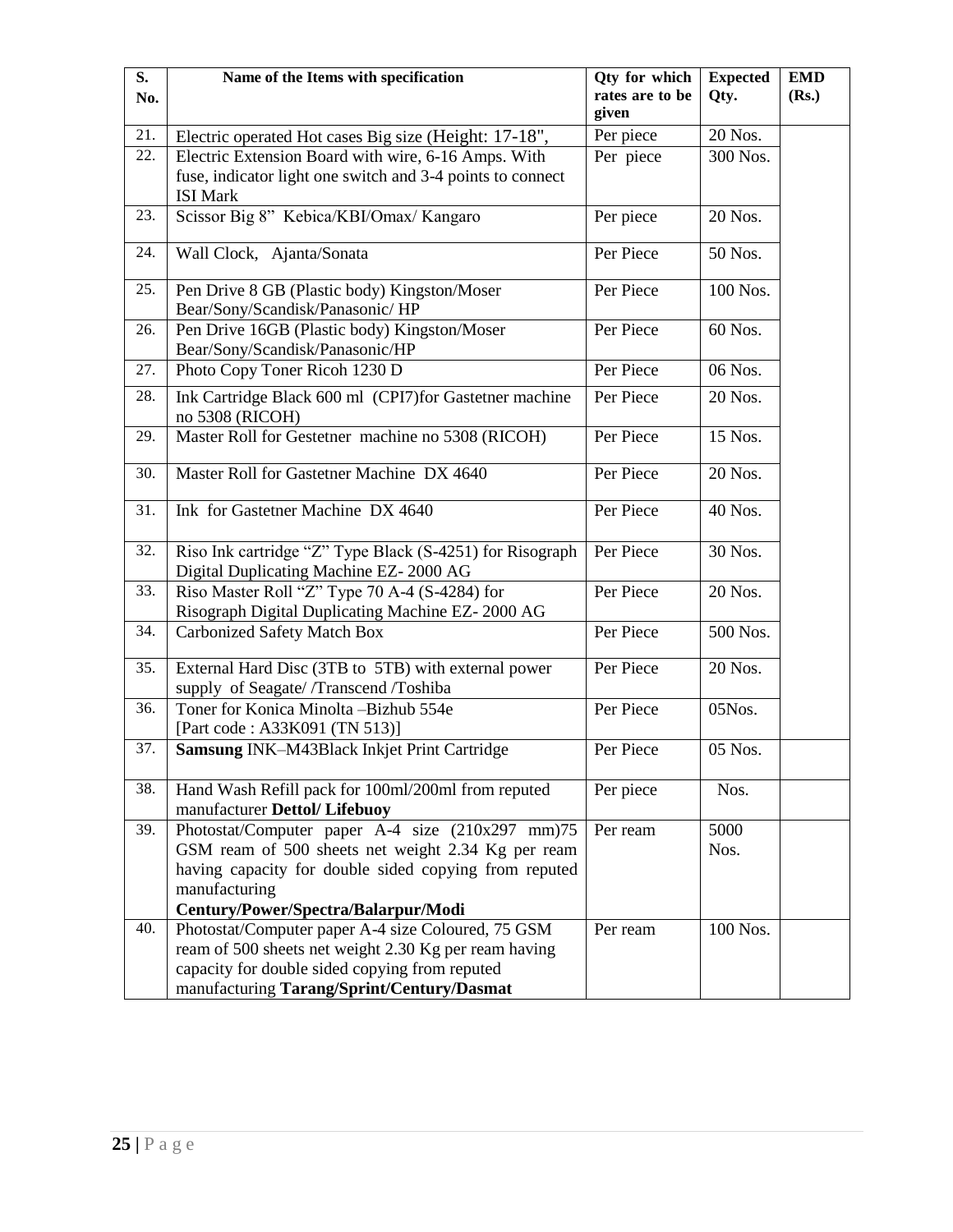| S. No. | Name of the Items with specification | Qty for which rates are to be given | Expected Qty. | EMD (Rs.) |
|---|---|---|---|---|
| 21. | Electric operated Hot cases Big size (Height: 17-18", | Per piece | 20 Nos. | |
| 22. | Electric Extension Board with wire, 6-16 Amps. With fuse, indicator light one switch and 3-4 points to connect ISI Mark | Per piece | 300 Nos. | |
| 23. | Scissor Big 8" Kebica/KBI/Omax/ Kangaro | Per piece | 20 Nos. | |
| 24. | Wall Clock, Ajanta/Sonata | Per Piece | 50 Nos. | |
| 25. | Pen Drive 8 GB (Plastic body) Kingston/Moser Bear/Sony/Scandisk/Panasonic/ HP | Per Piece | 100 Nos. | |
| 26. | Pen Drive 16GB (Plastic body) Kingston/Moser Bear/Sony/Scandisk/Panasonic/HP | Per Piece | 60 Nos. | |
| 27. | Photo Copy Toner Ricoh 1230 D | Per Piece | 06 Nos. | |
| 28. | Ink Cartridge Black 600 ml (CPI7)for Gastetner machine no 5308 (RICOH) | Per Piece | 20 Nos. | |
| 29. | Master Roll for Gestetner machine no 5308 (RICOH) | Per Piece | 15 Nos. | |
| 30. | Master Roll for Gastetner Machine DX 4640 | Per Piece | 20 Nos. | |
| 31. | Ink for Gastetner Machine DX 4640 | Per Piece | 40 Nos. | |
| 32. | Riso Ink cartridge "Z" Type Black (S-4251) for Risograph Digital Duplicating Machine EZ- 2000 AG | Per Piece | 30 Nos. | |
| 33. | Riso Master Roll "Z" Type 70 A-4 (S-4284) for Risograph Digital Duplicating Machine EZ- 2000 AG | Per Piece | 20 Nos. | |
| 34. | Carbonized Safety Match Box | Per Piece | 500 Nos. | |
| 35. | External Hard Disc (3TB to 5TB) with external power supply of Seagate/ /Transcend /Toshiba | Per Piece | 20 Nos. | |
| 36. | Toner for Konica Minolta –Bizhub 554e [Part code : A33K091 (TN 513)] | Per Piece | 05Nos. | |
| 37. | **Samsung** INK–M43Black Inkjet Print Cartridge | Per Piece | 05 Nos. | |
| 38. | Hand Wash Refill pack for 100ml/200ml from reputed manufacturer **Dettol/ Lifebuoy** | Per piece | Nos. | |
| 39. | Photostat/Computer paper A-4 size (210x297 mm)75 GSM ream of 500 sheets net weight 2.34 Kg per ream having capacity for double sided copying from reputed manufacturing **Century/Power/Spectra/Balarpur/Modi** | Per ream | 5000 Nos. | |
| 40. | Photostat/Computer paper A-4 size Coloured, 75 GSM ream of 500 sheets net weight 2.30 Kg per ream having capacity for double sided copying from reputed manufacturing **Tarang/Sprint/Century/Dasmat** | Per ream | 100 Nos. | |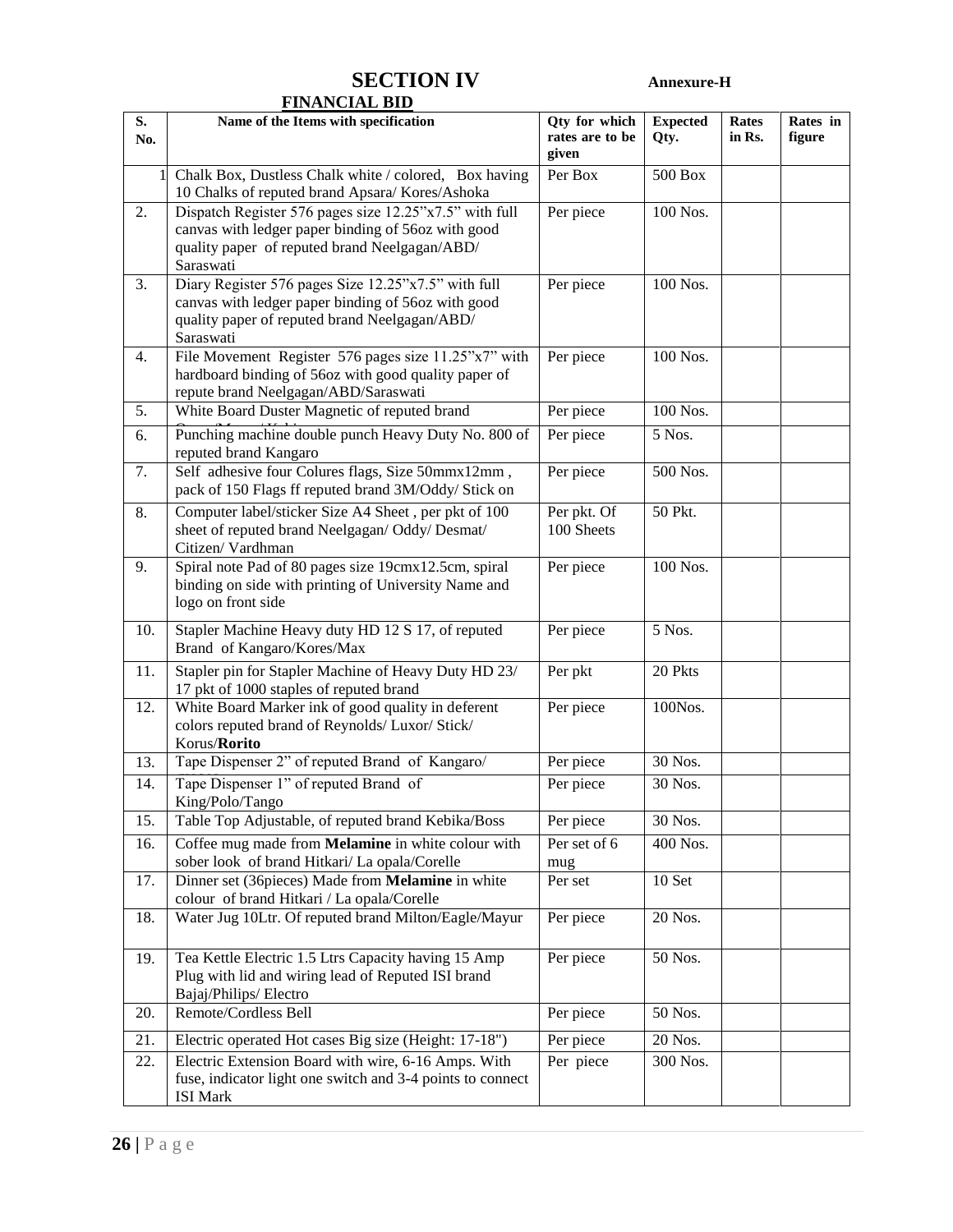# SECTION IV

**Annexure-H**

## FINANCIAL BID

| S. No. | Name of the Items with specification | Qty for which rates are to be given | Expected Qty. | Rates in Rs. | Rates in figure |
|---|---|---|---|---|---|
| 1 | Chalk Box, Dustless Chalk white / colored, Box having 10 Chalks of reputed brand Apsara/ Kores/Ashoka | Per Box | 500 Box | | |
| 2. | Dispatch Register 576 pages size 12.25"x7.5" with full canvas with ledger paper binding of 56oz with good quality paper of reputed brand Neelgagan/ABD/ Saraswati | Per piece | 100 Nos. | | |
| 3. | Diary Register 576 pages Size 12.25"x7.5" with full canvas with ledger paper binding of 56oz with good quality paper of reputed brand Neelgagan/ABD/ Saraswati | Per piece | 100 Nos. | | |
| 4. | File Movement Register 576 pages size 11.25"x7" with hardboard binding of 56oz with good quality paper of repute brand Neelgagan/ABD/Saraswati | Per piece | 100 Nos. | | |
| 5. | White Board Duster Magnetic of reputed brand | Per piece | 100 Nos. | | |
| 6. | Punching machine double punch Heavy Duty No. 800 of reputed brand Kangaro | Per piece | 5 Nos. | | |
| 7. | Self adhesive four Colures flags, Size 50mmx12mm , pack of 150 Flags ff reputed brand 3M/Oddy/ Stick on | Per piece | 500 Nos. | | |
| 8. | Computer label/sticker Size A4 Sheet , per pkt of 100 sheet of reputed brand Neelgagan/ Oddy/ Desmat/ Citizen/ Vardhman | Per pkt. Of 100 Sheets | 50 Pkt. | | |
| 9. | Spiral note Pad of 80 pages size 19cmx12.5cm, spiral binding on side with printing of University Name and logo on front side | Per piece | 100 Nos. | | |
| 10. | Stapler Machine Heavy duty HD 12 S 17, of reputed Brand of Kangaro/Kores/Max | Per piece | 5 Nos. | | |
| 11. | Stapler pin for Stapler Machine of Heavy Duty HD 23/ 17 pkt of 1000 staples of reputed brand | Per pkt | 20 Pkts | | |
| 12. | White Board Marker ink of good quality in deferent colors reputed brand of Reynolds/ Luxor/ Stick/ Korus/**Rorito** | Per piece | 100Nos. | | |
| 13. | Tape Dispenser 2" of reputed Brand of Kangaro/ | Per piece | 30 Nos. | | |
| 14. | Tape Dispenser 1" of reputed Brand of King/Polo/Tango | Per piece | 30 Nos. | | |
| 15. | Table Top Adjustable, of reputed brand Kebika/Boss | Per piece | 30 Nos. | | |
| 16. | Coffee mug made from **Melamine** in white colour with sober look of brand Hitkari/ La opala/Corelle | Per set of 6 mug | 400 Nos. | | |
| 17. | Dinner set (36pieces) Made from **Melamine** in white colour of brand Hitkari / La opala/Corelle | Per set | 10 Set | | |
| 18. | Water Jug 10Ltr. Of reputed brand Milton/Eagle/Mayur | Per piece | 20 Nos. | | |
| 19. | Tea Kettle Electric 1.5 Ltrs Capacity having 15 Amp Plug with lid and wiring lead of Reputed ISI brand Bajaj/Philips/ Electro | Per piece | 50 Nos. | | |
| 20. | Remote/Cordless Bell | Per piece | 50 Nos. | | |
| 21. | Electric operated Hot cases Big size (Height: 17-18") | Per piece | 20 Nos. | | |
| 22. | Electric Extension Board with wire, 6-16 Amps. With fuse, indicator light one switch and 3-4 points to connect ISI Mark | Per piece | 300 Nos. | | |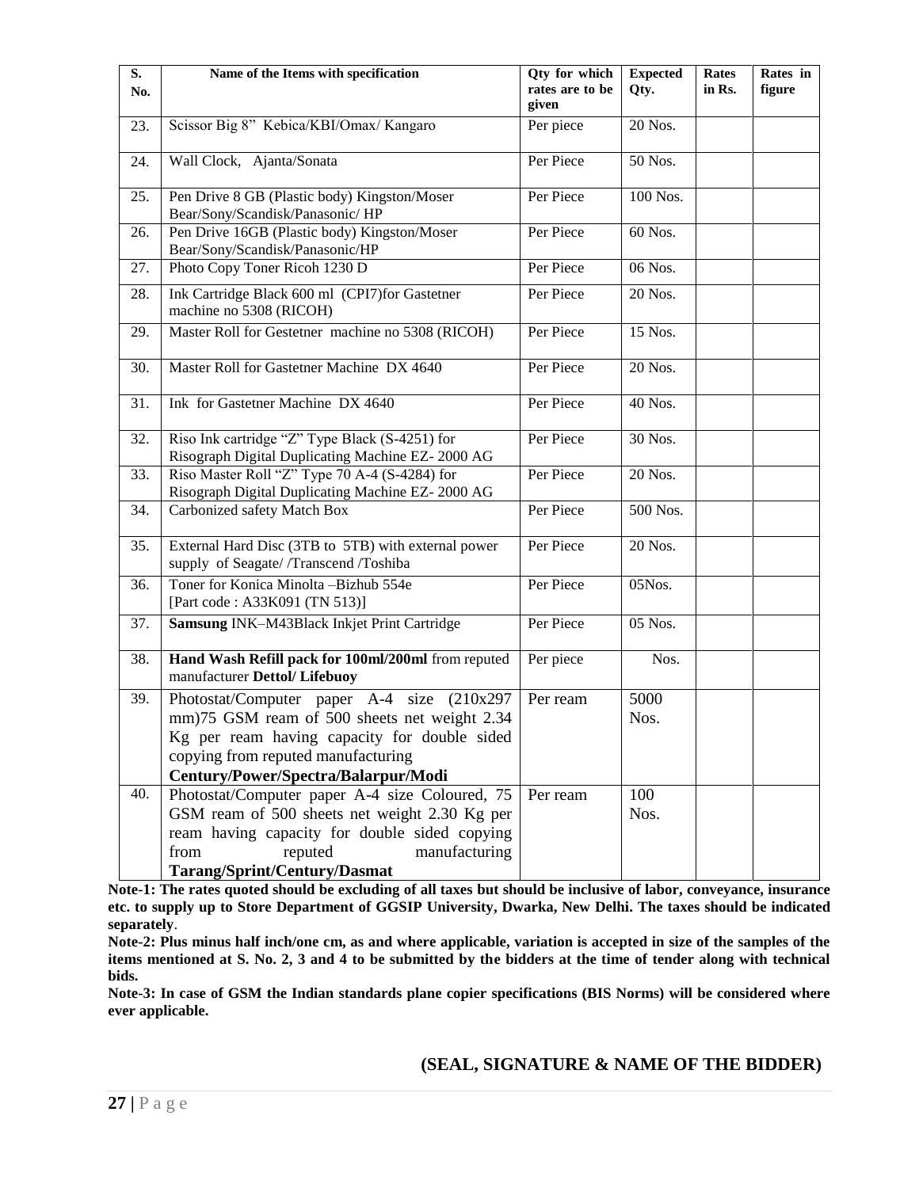| S. No. | Name of the Items with specification | Qty for which rates are to be given | Expected Qty. | Rates in Rs. | Rates in figure |
|---|---|---|---|---|---|
| 23. | Scissor Big 8" Kebica/KBI/Omax/ Kangaro | Per piece | 20 Nos. | | |
| 24. | Wall Clock, Ajanta/Sonata | Per Piece | 50 Nos. | | |
| 25. | Pen Drive 8 GB (Plastic body) Kingston/Moser Bear/Sony/Scandisk/Panasonic/ HP | Per Piece | 100 Nos. | | |
| 26. | Pen Drive 16GB (Plastic body) Kingston/Moser Bear/Sony/Scandisk/Panasonic/HP | Per Piece | 60 Nos. | | |
| 27. | Photo Copy Toner Ricoh 1230 D | Per Piece | 06 Nos. | | |
| 28. | Ink Cartridge Black 600 ml (CPI7)for Gastetner machine no 5308 (RICOH) | Per Piece | 20 Nos. | | |
| 29. | Master Roll for Gestetner machine no 5308 (RICOH) | Per Piece | 15 Nos. | | |
| 30. | Master Roll for Gastetner Machine DX 4640 | Per Piece | 20 Nos. | | |
| 31. | Ink for Gastetner Machine DX 4640 | Per Piece | 40 Nos. | | |
| 32. | Riso Ink cartridge "Z" Type Black (S-4251) for Risograph Digital Duplicating Machine EZ- 2000 AG | Per Piece | 30 Nos. | | |
| 33. | Riso Master Roll "Z" Type 70 A-4 (S-4284) for Risograph Digital Duplicating Machine EZ- 2000 AG | Per Piece | 20 Nos. | | |
| 34. | Carbonized safety Match Box | Per Piece | 500 Nos. | | |
| 35. | External Hard Disc (3TB to 5TB) with external power supply of Seagate/ /Transcend /Toshiba | Per Piece | 20 Nos. | | |
| 36. | Toner for Konica Minolta –Bizhub 554e [Part code : A33K091 (TN 513)] | Per Piece | 05Nos. | | |
| 37. | **Samsung** INK–M43Black Inkjet Print Cartridge | Per Piece | 05 Nos. | | |
| 38. | **Hand Wash Refill pack for 100ml/200ml** from reputed manufacturer **Dettol/ Lifebuoy** | Per piece | Nos. | | |
| 39. | Photostat/Computer paper A-4 size (210x297 mm)75 GSM ream of 500 sheets net weight 2.34 Kg per ream having capacity for double sided copying from reputed manufacturing **Century/Power/Spectra/Balarpur/Modi** | Per ream | 5000 Nos. | | |
| 40. | Photostat/Computer paper A-4 size Coloured, 75 GSM ream of 500 sheets net weight 2.30 Kg per ream having capacity for double sided copying from reputed manufacturing **Tarang/Sprint/Century/Dasmat** | Per ream | 100 Nos. | | |

**Note-1: The rates quoted should be excluding of all taxes but should be inclusive of labor, conveyance, insurance etc. to supply up to Store Department of GGSIP University, Dwarka, New Delhi. The taxes should be indicated separately**.

**Note-2: Plus minus half inch/one cm, as and where applicable, variation is accepted in size of the samples of the items mentioned at S. No. 2, 3 and 4 to be submitted by the bidders at the time of tender along with technical bids.**

**Note-3: In case of GSM the Indian standards plane copier specifications (BIS Norms) will be considered where ever applicable.**

**(SEAL, SIGNATURE & NAME OF THE BIDDER)**